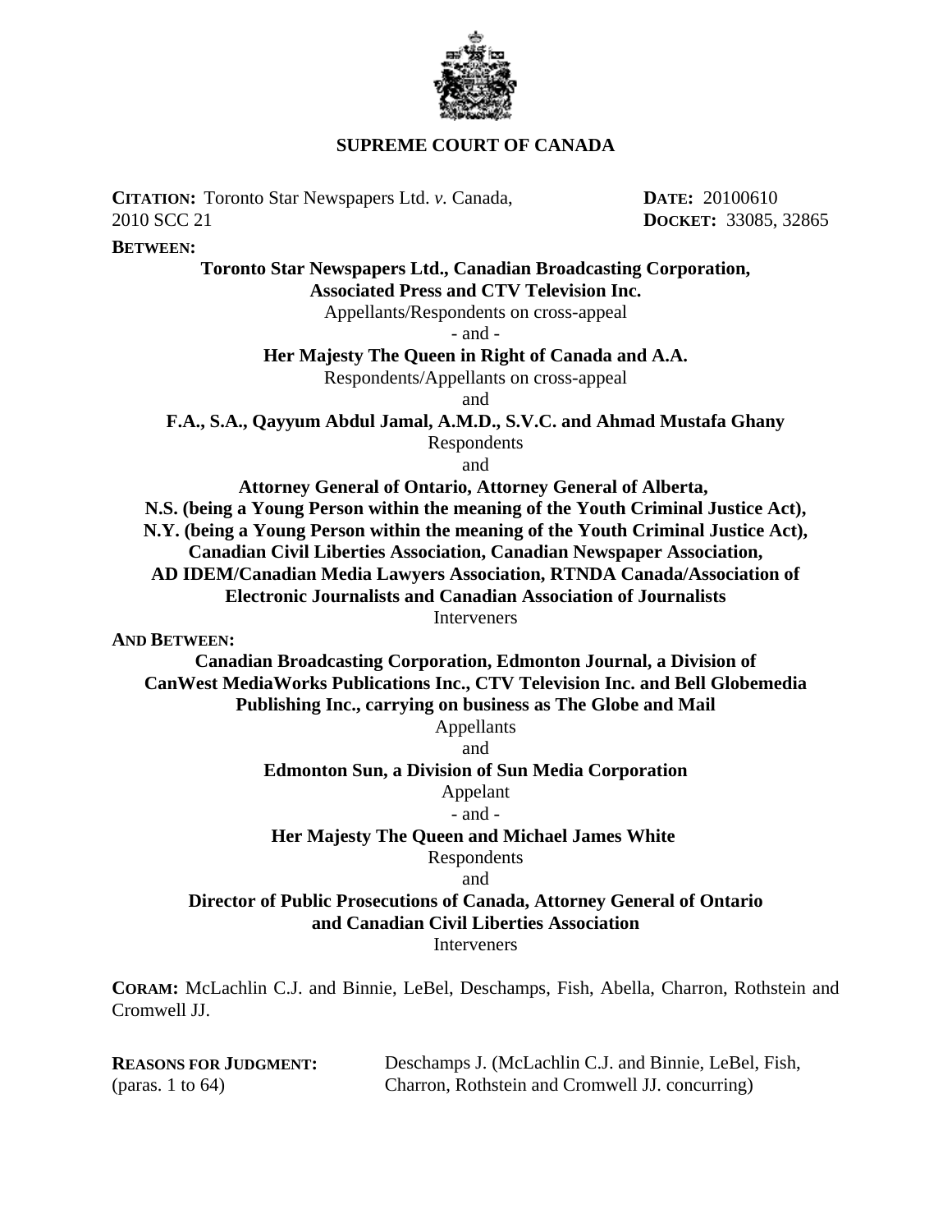# SUPREME COURT OF CANADA

**CITATION:** Toronto Star Newspapers Ltd. *v.* Canada, 2010 SCC 21

**DATE:** 20100610

**DOCKET:** 33085, 32865

**BETWEEN:**

**Toronto Star Newspapers Ltd., Canadian Broadcasting Corporation, Associated Press and CTV Television Inc.**
Appellants/Respondents on cross-appeal
- and -
**Her Majesty The Queen in Right of Canada and A.A.**
Respondents/Appellants on cross-appeal
and
**F.A., S.A., Qayyum Abdul Jamal, A.M.D., S.V.C. and Ahmad Mustafa Ghany**
Respondents
and
**Attorney General of Ontario, Attorney General of Alberta, N.S. (being a Young Person within the meaning of the Youth Criminal Justice Act), N.Y. (being a Young Person within the meaning of the Youth Criminal Justice Act), Canadian Civil Liberties Association, Canadian Newspaper Association, AD IDEM/Canadian Media Lawyers Association, RTNDA Canada/Association of Electronic Journalists and Canadian Association of Journalists**
Interveners

**AND BETWEEN:**

**Canadian Broadcasting Corporation, Edmonton Journal, a Division of CanWest MediaWorks Publications Inc., CTV Television Inc. and Bell Globemedia Publishing Inc., carrying on business as The Globe and Mail**
Appellants
and
**Edmonton Sun, a Division of Sun Media Corporation**
Appelant
- and -
**Her Majesty The Queen and Michael James White**
Respondents
and
**Director of Public Prosecutions of Canada, Attorney General of Ontario and Canadian Civil Liberties Association**
Interveners

**CORAM:** McLachlin C.J. and Binnie, LeBel, Deschamps, Fish, Abella, Charron, Rothstein and Cromwell JJ.

**REASONS FOR JUDGMENT:** (paras. 1 to 64) Deschamps J. (McLachlin C.J. and Binnie, LeBel, Fish, Charron, Rothstein and Cromwell JJ. concurring)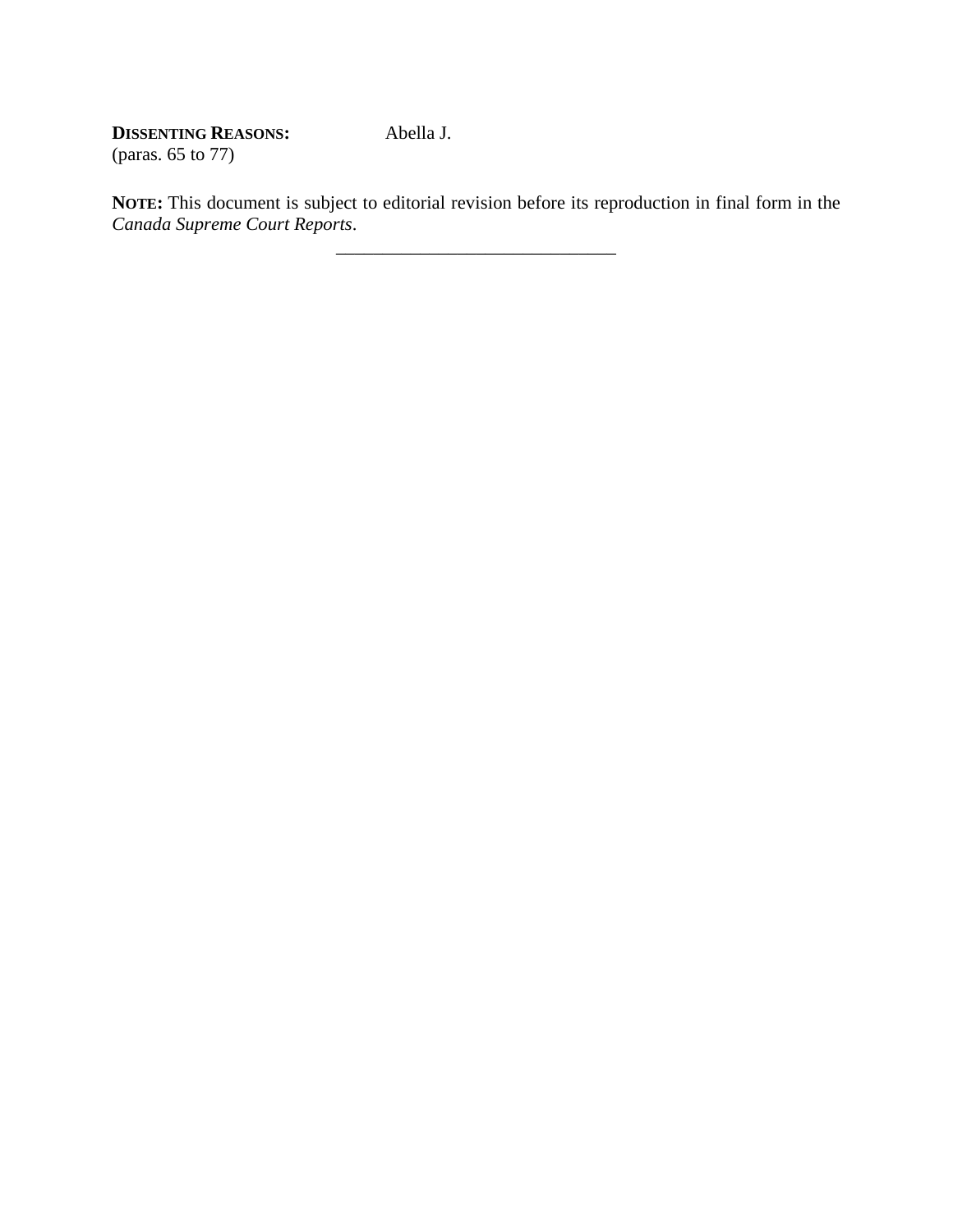**DISSENTING REASONS:** Abella J.
(paras. 65 to 77)

**NOTE:** This document is subject to editorial revision before its reproduction in final form in the *Canada Supreme Court Reports*.

______________________________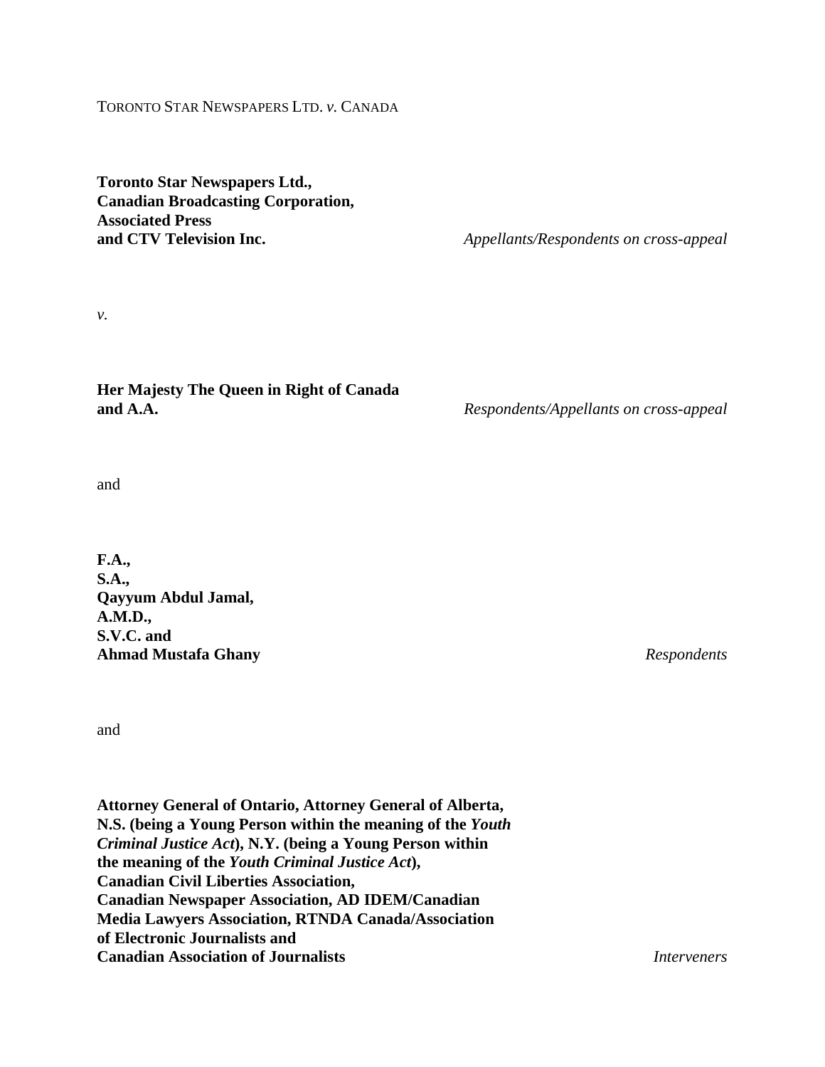TORONTO STAR NEWSPAPERS LTD. *v.* CANADA

**Toronto Star Newspapers Ltd.,**
**Canadian Broadcasting Corporation,**
**Associated Press**
**and CTV Television Inc.** *Appellants/Respondents on cross-appeal*

*v.*

**Her Majesty The Queen in Right of Canada**
**and A.A.** *Respondents/Appellants on cross-appeal*

and

**F.A.,**
**S.A.,**
**Qayyum Abdul Jamal,**
**A.M.D.,**
**S.V.C. and**
**Ahmad Mustafa Ghany** *Respondents*

and

**Attorney General of Ontario, Attorney General of Alberta,**
**N.S. (being a Young Person within the meaning of the *Youth Criminal Justice Act*), N.Y. (being a Young Person within the meaning of the *Youth Criminal Justice Act*),**
**Canadian Civil Liberties Association,**
**Canadian Newspaper Association, AD IDEM/Canadian Media Lawyers Association, RTNDA Canada/Association of Electronic Journalists and**
**Canadian Association of Journalists** *Interveners*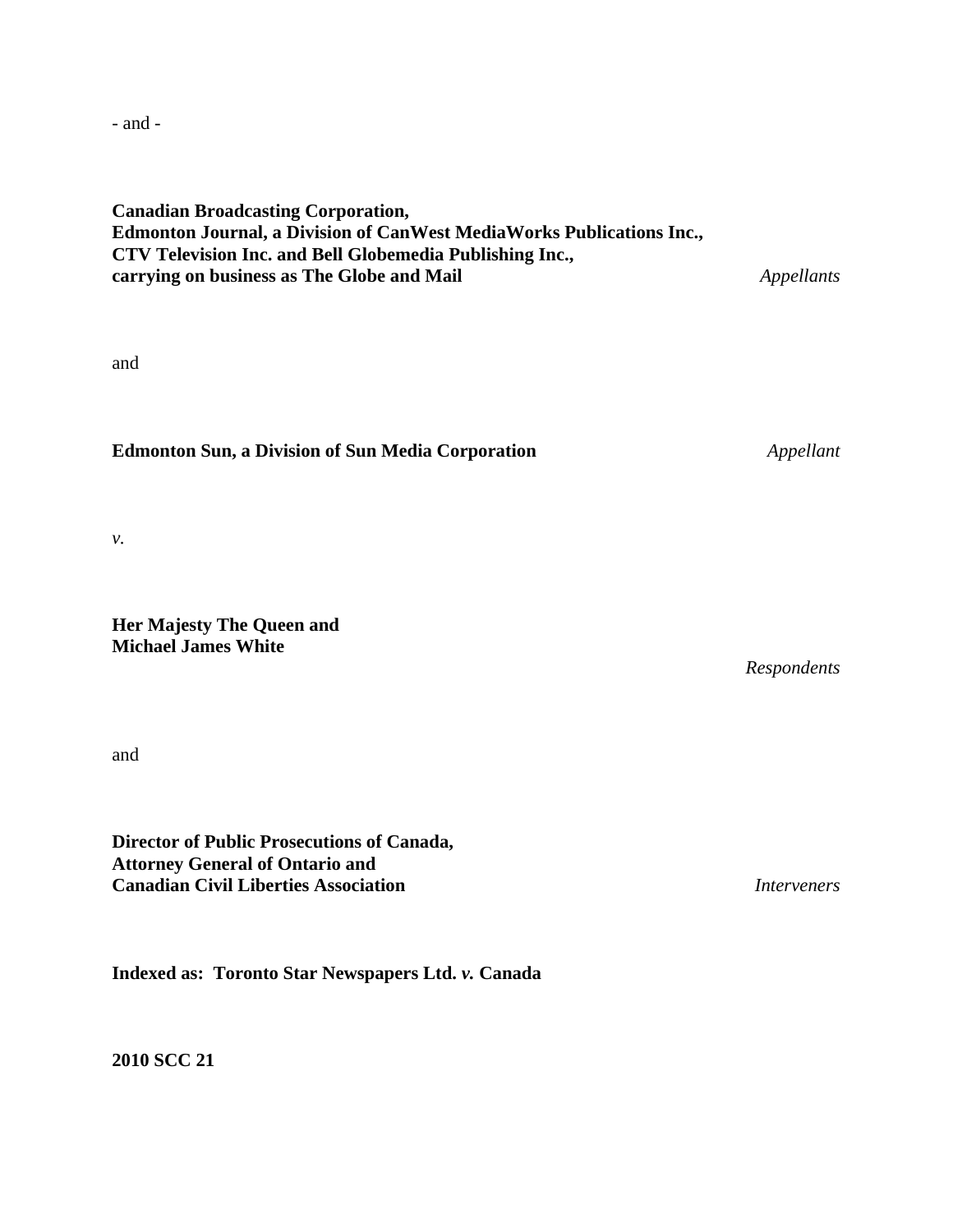- and -

**Canadian Broadcasting Corporation,**
**Edmonton Journal, a Division of CanWest MediaWorks Publications Inc.,**
**CTV Television Inc. and Bell Globemedia Publishing Inc.,**
**carrying on business as The Globe and Mail** *Appellants*

and

**Edmonton Sun, a Division of Sun Media Corporation** *Appellant*

*v.*

**Her Majesty The Queen and**
**Michael James White** *Respondents*

and

**Director of Public Prosecutions of Canada,**
**Attorney General of Ontario and**
**Canadian Civil Liberties Association** *Interveners*

**Indexed as: Toronto Star Newspapers Ltd. *v.* Canada**

**2010 SCC 21**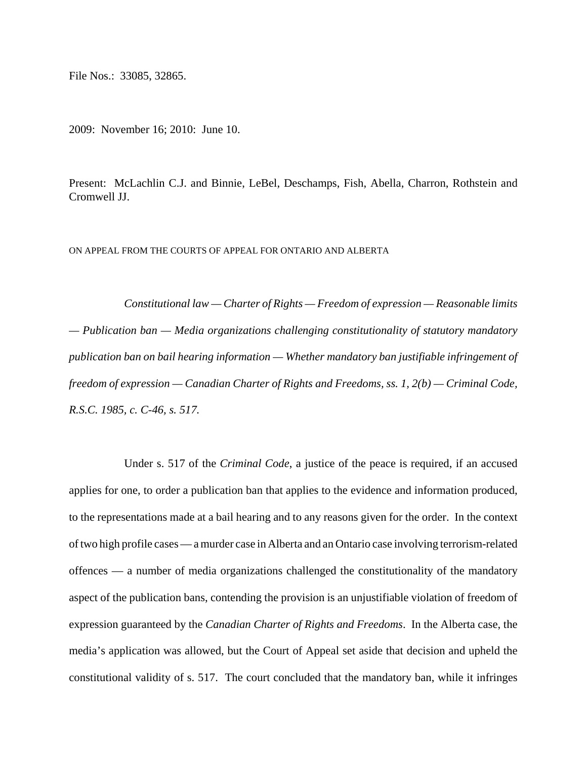File Nos.: 33085, 32865.

2009: November 16; 2010: June 10.

Present: McLachlin C.J. and Binnie, LeBel, Deschamps, Fish, Abella, Charron, Rothstein and Cromwell JJ.

ON APPEAL FROM THE COURTS OF APPEAL FOR ONTARIO AND ALBERTA

*Constitutional law — Charter of Rights — Freedom of expression — Reasonable limits — Publication ban — Media organizations challenging constitutionality of statutory mandatory publication ban on bail hearing information — Whether mandatory ban justifiable infringement of freedom of expression — Canadian Charter of Rights and Freedoms, ss. 1, 2(b) — Criminal Code, R.S.C. 1985, c. C-46, s. 517.*

Under s. 517 of the *Criminal Code*, a justice of the peace is required, if an accused applies for one, to order a publication ban that applies to the evidence and information produced, to the representations made at a bail hearing and to any reasons given for the order. In the context of two high profile cases — a murder case in Alberta and an Ontario case involving terrorism-related offences — a number of media organizations challenged the constitutionality of the mandatory aspect of the publication bans, contending the provision is an unjustifiable violation of freedom of expression guaranteed by the *Canadian Charter of Rights and Freedoms*. In the Alberta case, the media's application was allowed, but the Court of Appeal set aside that decision and upheld the constitutional validity of s. 517. The court concluded that the mandatory ban, while it infringes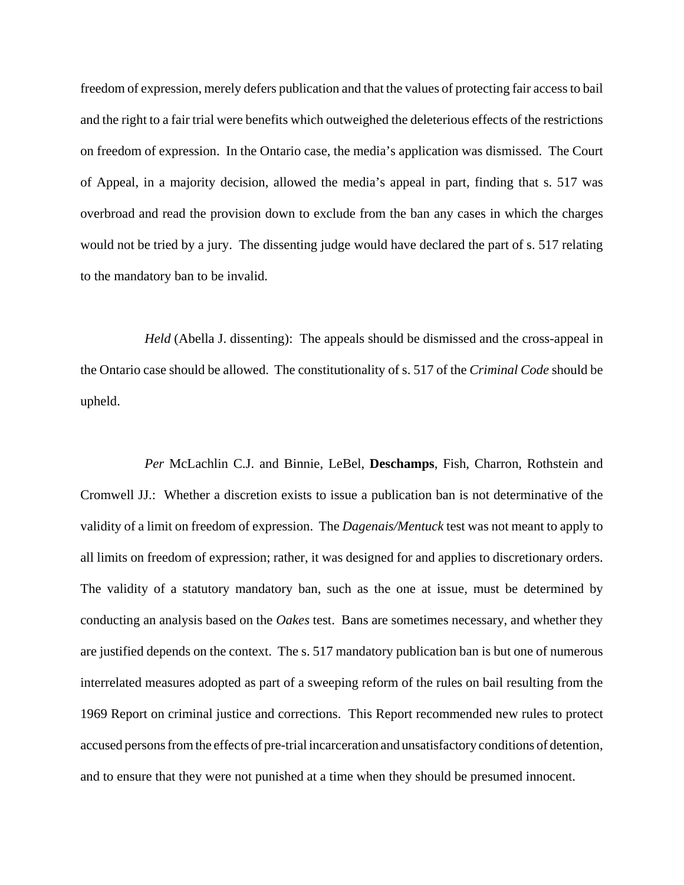freedom of expression, merely defers publication and that the values of protecting fair access to bail and the right to a fair trial were benefits which outweighed the deleterious effects of the restrictions on freedom of expression. In the Ontario case, the media's application was dismissed. The Court of Appeal, in a majority decision, allowed the media's appeal in part, finding that s. 517 was overbroad and read the provision down to exclude from the ban any cases in which the charges would not be tried by a jury. The dissenting judge would have declared the part of s. 517 relating to the mandatory ban to be invalid.

*Held* (Abella J. dissenting): The appeals should be dismissed and the cross-appeal in the Ontario case should be allowed. The constitutionality of s. 517 of the *Criminal Code* should be upheld.

*Per* McLachlin C.J. and Binnie, LeBel, **Deschamps**, Fish, Charron, Rothstein and Cromwell JJ.: Whether a discretion exists to issue a publication ban is not determinative of the validity of a limit on freedom of expression. The *Dagenais/Mentuck* test was not meant to apply to all limits on freedom of expression; rather, it was designed for and applies to discretionary orders. The validity of a statutory mandatory ban, such as the one at issue, must be determined by conducting an analysis based on the *Oakes* test. Bans are sometimes necessary, and whether they are justified depends on the context. The s. 517 mandatory publication ban is but one of numerous interrelated measures adopted as part of a sweeping reform of the rules on bail resulting from the 1969 Report on criminal justice and corrections. This Report recommended new rules to protect accused persons from the effects of pre-trial incarceration and unsatisfactory conditions of detention, and to ensure that they were not punished at a time when they should be presumed innocent.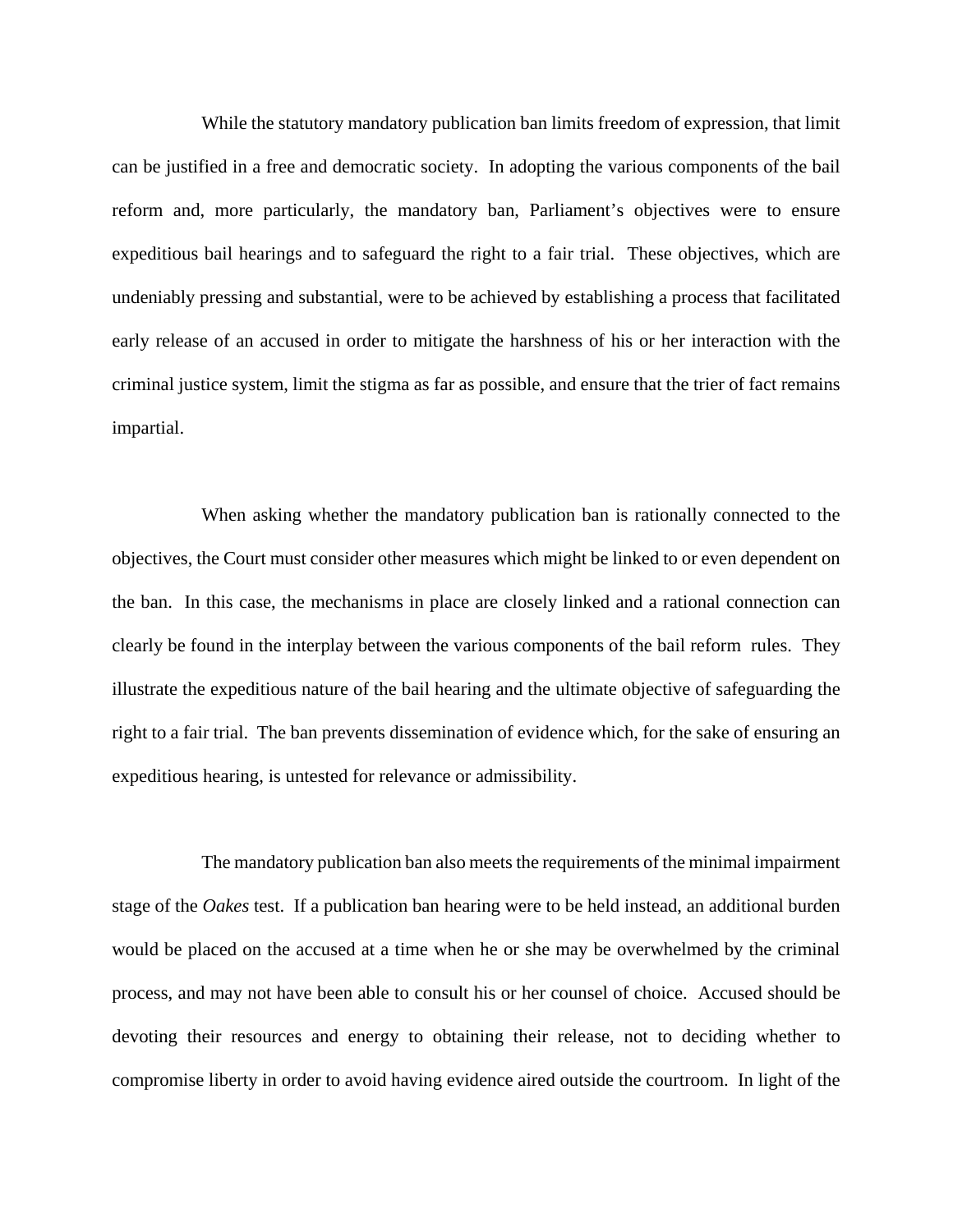While the statutory mandatory publication ban limits freedom of expression, that limit can be justified in a free and democratic society. In adopting the various components of the bail reform and, more particularly, the mandatory ban, Parliament's objectives were to ensure expeditious bail hearings and to safeguard the right to a fair trial. These objectives, which are undeniably pressing and substantial, were to be achieved by establishing a process that facilitated early release of an accused in order to mitigate the harshness of his or her interaction with the criminal justice system, limit the stigma as far as possible, and ensure that the trier of fact remains impartial.

When asking whether the mandatory publication ban is rationally connected to the objectives, the Court must consider other measures which might be linked to or even dependent on the ban. In this case, the mechanisms in place are closely linked and a rational connection can clearly be found in the interplay between the various components of the bail reform rules. They illustrate the expeditious nature of the bail hearing and the ultimate objective of safeguarding the right to a fair trial. The ban prevents dissemination of evidence which, for the sake of ensuring an expeditious hearing, is untested for relevance or admissibility.

The mandatory publication ban also meets the requirements of the minimal impairment stage of the *Oakes* test. If a publication ban hearing were to be held instead, an additional burden would be placed on the accused at a time when he or she may be overwhelmed by the criminal process, and may not have been able to consult his or her counsel of choice. Accused should be devoting their resources and energy to obtaining their release, not to deciding whether to compromise liberty in order to avoid having evidence aired outside the courtroom. In light of the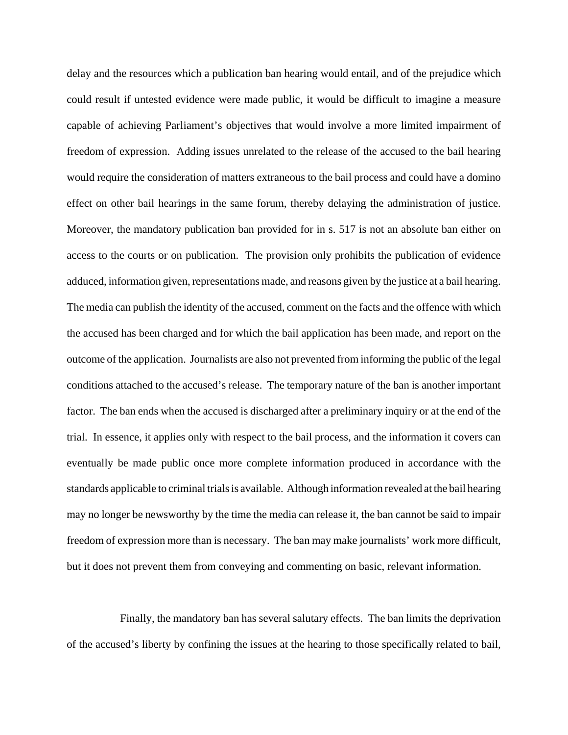delay and the resources which a publication ban hearing would entail, and of the prejudice which could result if untested evidence were made public, it would be difficult to imagine a measure capable of achieving Parliament's objectives that would involve a more limited impairment of freedom of expression. Adding issues unrelated to the release of the accused to the bail hearing would require the consideration of matters extraneous to the bail process and could have a domino effect on other bail hearings in the same forum, thereby delaying the administration of justice. Moreover, the mandatory publication ban provided for in s. 517 is not an absolute ban either on access to the courts or on publication. The provision only prohibits the publication of evidence adduced, information given, representations made, and reasons given by the justice at a bail hearing. The media can publish the identity of the accused, comment on the facts and the offence with which the accused has been charged and for which the bail application has been made, and report on the outcome of the application. Journalists are also not prevented from informing the public of the legal conditions attached to the accused's release. The temporary nature of the ban is another important factor. The ban ends when the accused is discharged after a preliminary inquiry or at the end of the trial. In essence, it applies only with respect to the bail process, and the information it covers can eventually be made public once more complete information produced in accordance with the standards applicable to criminal trials is available. Although information revealed at the bail hearing may no longer be newsworthy by the time the media can release it, the ban cannot be said to impair freedom of expression more than is necessary. The ban may make journalists' work more difficult, but it does not prevent them from conveying and commenting on basic, relevant information.

Finally, the mandatory ban has several salutary effects. The ban limits the deprivation of the accused's liberty by confining the issues at the hearing to those specifically related to bail,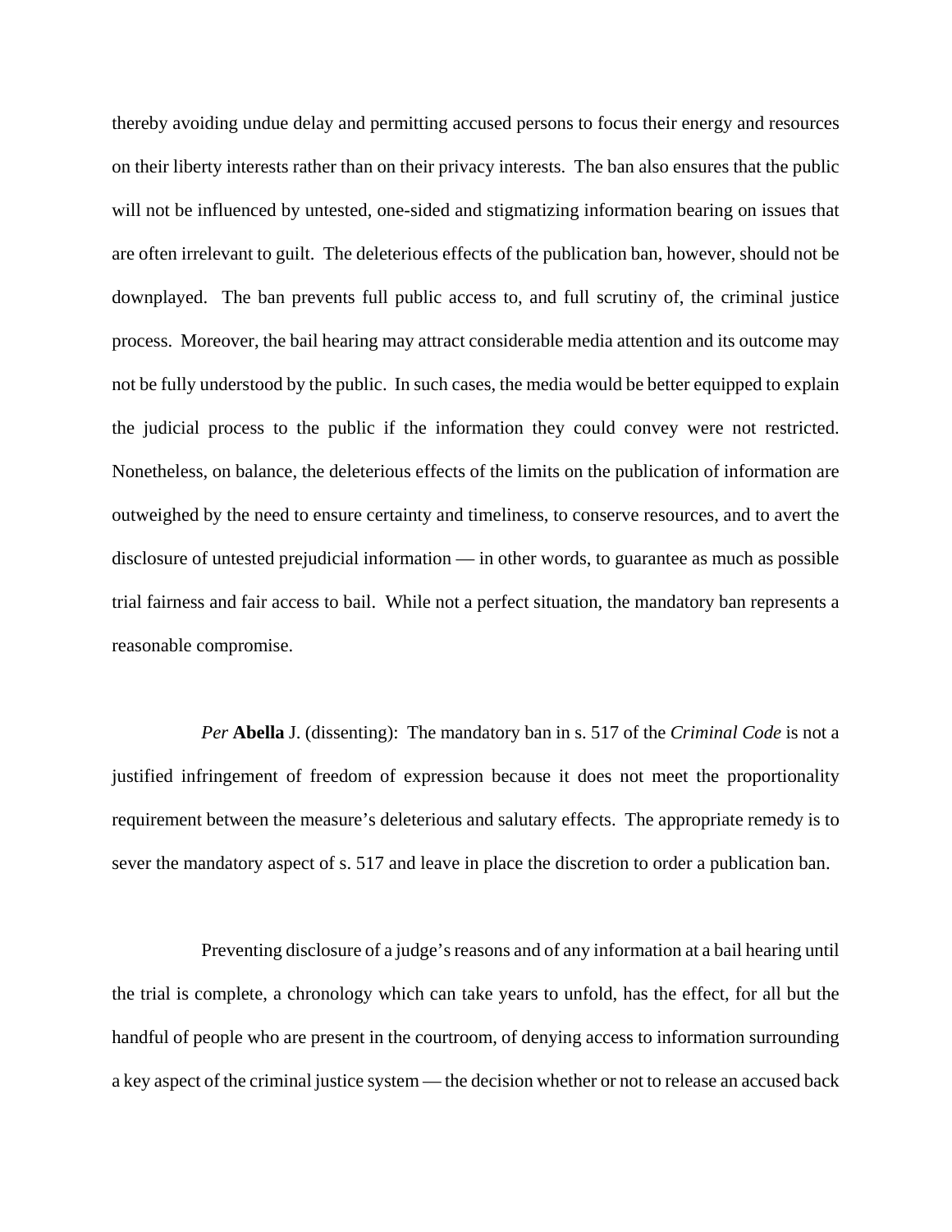thereby avoiding undue delay and permitting accused persons to focus their energy and resources on their liberty interests rather than on their privacy interests. The ban also ensures that the public will not be influenced by untested, one-sided and stigmatizing information bearing on issues that are often irrelevant to guilt. The deleterious effects of the publication ban, however, should not be downplayed. The ban prevents full public access to, and full scrutiny of, the criminal justice process. Moreover, the bail hearing may attract considerable media attention and its outcome may not be fully understood by the public. In such cases, the media would be better equipped to explain the judicial process to the public if the information they could convey were not restricted. Nonetheless, on balance, the deleterious effects of the limits on the publication of information are outweighed by the need to ensure certainty and timeliness, to conserve resources, and to avert the disclosure of untested prejudicial information — in other words, to guarantee as much as possible trial fairness and fair access to bail. While not a perfect situation, the mandatory ban represents a reasonable compromise.

*Per* **Abella** J. (dissenting): The mandatory ban in s. 517 of the *Criminal Code* is not a justified infringement of freedom of expression because it does not meet the proportionality requirement between the measure's deleterious and salutary effects. The appropriate remedy is to sever the mandatory aspect of s. 517 and leave in place the discretion to order a publication ban.

Preventing disclosure of a judge's reasons and of any information at a bail hearing until the trial is complete, a chronology which can take years to unfold, has the effect, for all but the handful of people who are present in the courtroom, of denying access to information surrounding a key aspect of the criminal justice system — the decision whether or not to release an accused back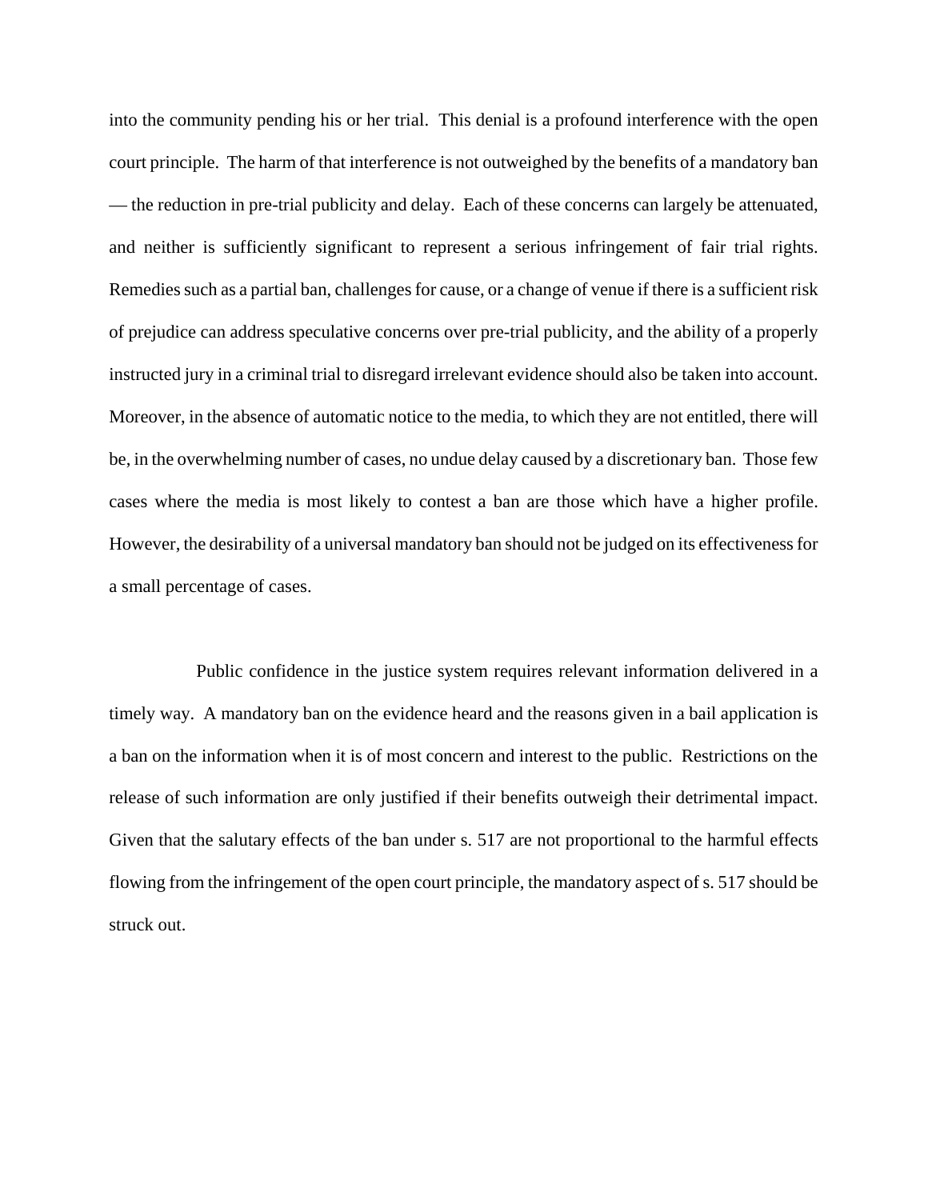into the community pending his or her trial. This denial is a profound interference with the open court principle. The harm of that interference is not outweighed by the benefits of a mandatory ban — the reduction in pre-trial publicity and delay. Each of these concerns can largely be attenuated, and neither is sufficiently significant to represent a serious infringement of fair trial rights. Remedies such as a partial ban, challenges for cause, or a change of venue if there is a sufficient risk of prejudice can address speculative concerns over pre-trial publicity, and the ability of a properly instructed jury in a criminal trial to disregard irrelevant evidence should also be taken into account. Moreover, in the absence of automatic notice to the media, to which they are not entitled, there will be, in the overwhelming number of cases, no undue delay caused by a discretionary ban. Those few cases where the media is most likely to contest a ban are those which have a higher profile. However, the desirability of a universal mandatory ban should not be judged on its effectiveness for a small percentage of cases.

Public confidence in the justice system requires relevant information delivered in a timely way. A mandatory ban on the evidence heard and the reasons given in a bail application is a ban on the information when it is of most concern and interest to the public. Restrictions on the release of such information are only justified if their benefits outweigh their detrimental impact. Given that the salutary effects of the ban under s. 517 are not proportional to the harmful effects flowing from the infringement of the open court principle, the mandatory aspect of s. 517 should be struck out.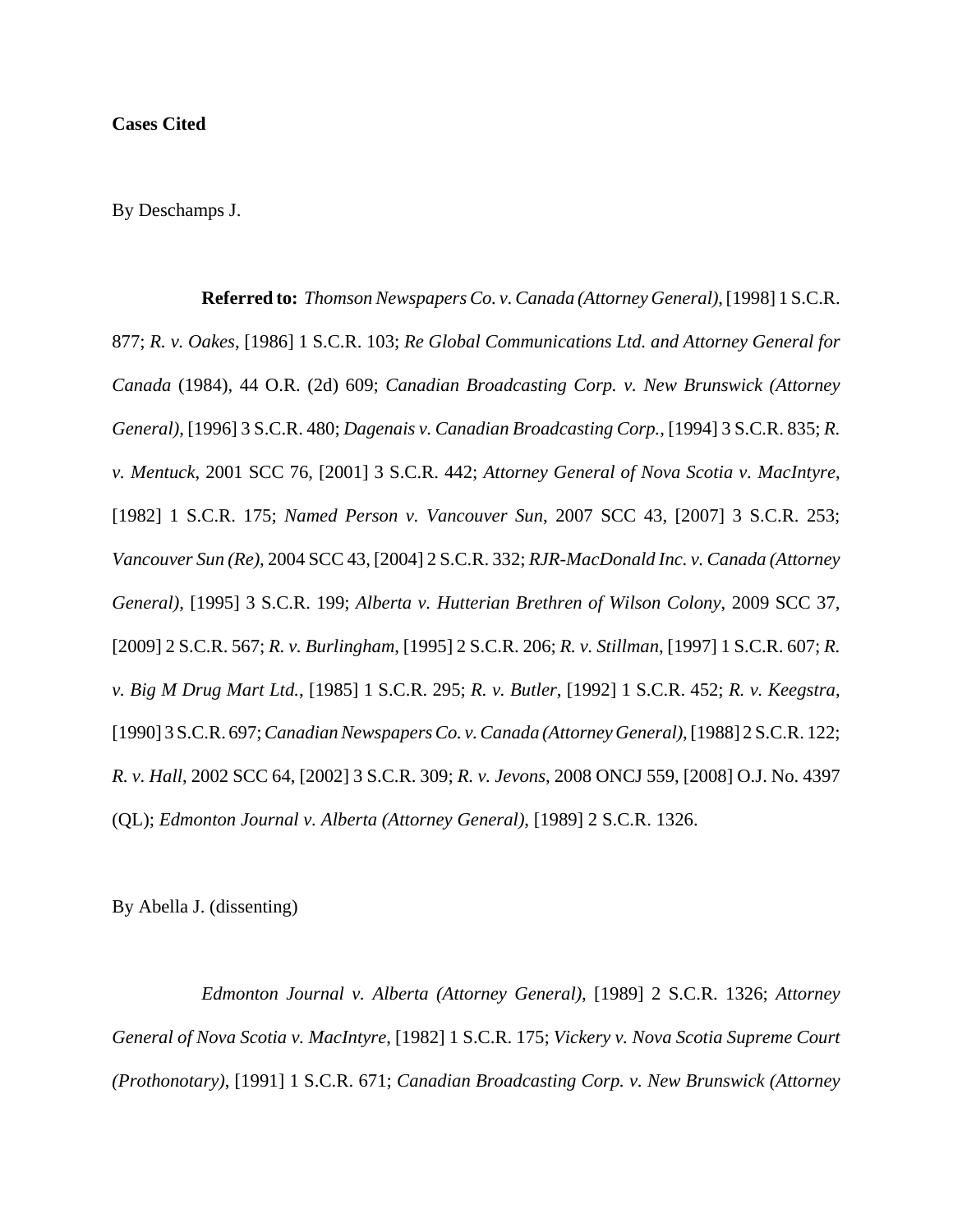**Cases Cited**

By Deschamps J.

**Referred to:** *Thomson Newspapers Co. v. Canada (Attorney General)*, [1998] 1 S.C.R. 877; *R. v. Oakes*, [1986] 1 S.C.R. 103; *Re Global Communications Ltd. and Attorney General for Canada* (1984), 44 O.R. (2d) 609; *Canadian Broadcasting Corp. v. New Brunswick (Attorney General)*, [1996] 3 S.C.R. 480; *Dagenais v. Canadian Broadcasting Corp.*, [1994] 3 S.C.R. 835; *R. v. Mentuck*, 2001 SCC 76, [2001] 3 S.C.R. 442; *Attorney General of Nova Scotia v. MacIntyre*, [1982] 1 S.C.R. 175; *Named Person v. Vancouver Sun*, 2007 SCC 43, [2007] 3 S.C.R. 253; *Vancouver Sun (Re)*, 2004 SCC 43, [2004] 2 S.C.R. 332; *RJR-MacDonald Inc. v. Canada (Attorney General)*, [1995] 3 S.C.R. 199; *Alberta v. Hutterian Brethren of Wilson Colony*, 2009 SCC 37, [2009] 2 S.C.R. 567; *R. v. Burlingham*, [1995] 2 S.C.R. 206; *R. v. Stillman*, [1997] 1 S.C.R. 607; *R. v. Big M Drug Mart Ltd.*, [1985] 1 S.C.R. 295; *R. v. Butler*, [1992] 1 S.C.R. 452; *R. v. Keegstra*, [1990] 3 S.C.R. 697; *Canadian Newspapers Co. v. Canada (Attorney General)*, [1988] 2 S.C.R. 122; *R. v. Hall*, 2002 SCC 64, [2002] 3 S.C.R. 309; *R. v. Jevons*, 2008 ONCJ 559, [2008] O.J. No. 4397 (QL); *Edmonton Journal v. Alberta (Attorney General)*, [1989] 2 S.C.R. 1326.

By Abella J. (dissenting)

*Edmonton Journal v. Alberta (Attorney General)*, [1989] 2 S.C.R. 1326; *Attorney General of Nova Scotia v. MacIntyre*, [1982] 1 S.C.R. 175; *Vickery v. Nova Scotia Supreme Court (Prothonotary)*, [1991] 1 S.C.R. 671; *Canadian Broadcasting Corp. v. New Brunswick (Attorney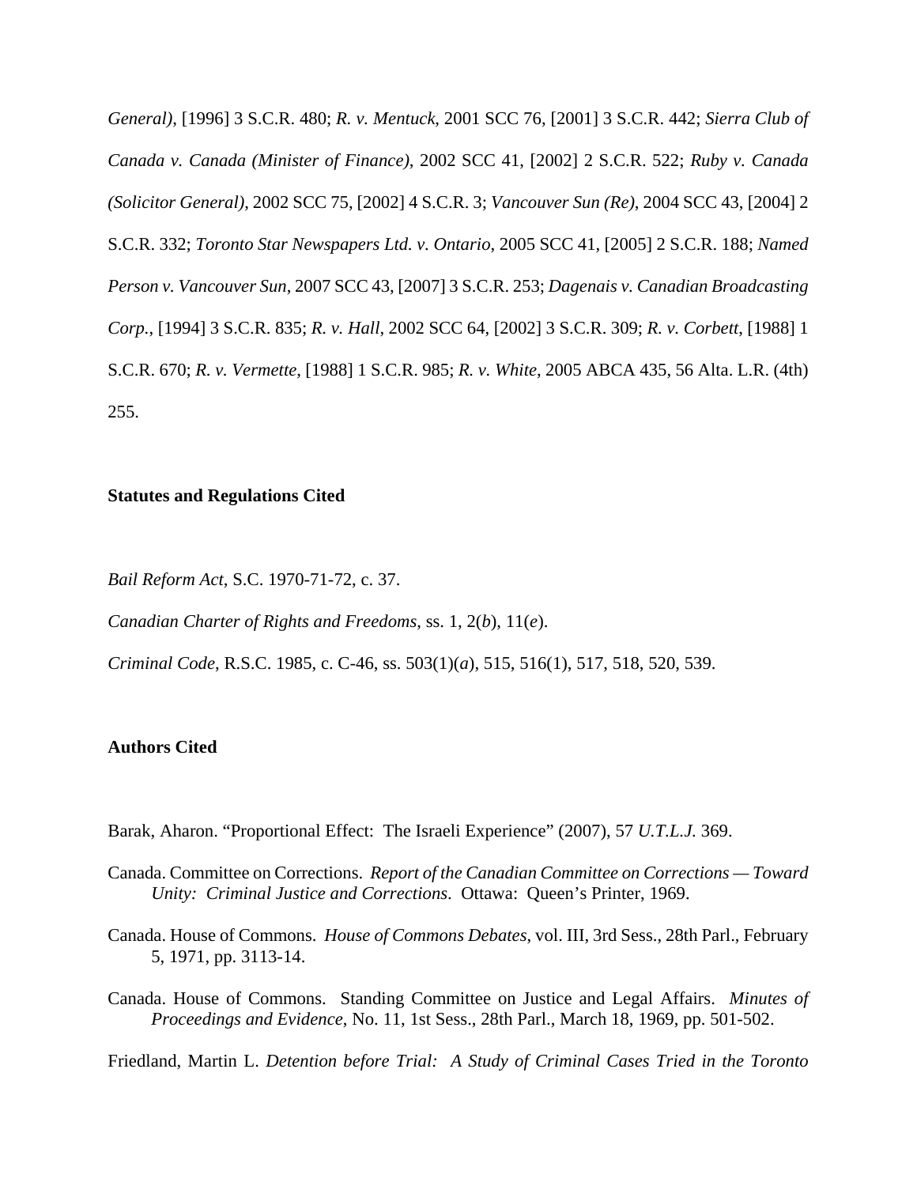*General)*, [1996] 3 S.C.R. 480; *R. v. Mentuck*, 2001 SCC 76, [2001] 3 S.C.R. 442; *Sierra Club of Canada v. Canada (Minister of Finance)*, 2002 SCC 41, [2002] 2 S.C.R. 522; *Ruby v. Canada (Solicitor General)*, 2002 SCC 75, [2002] 4 S.C.R. 3; *Vancouver Sun (Re)*, 2004 SCC 43, [2004] 2 S.C.R. 332; *Toronto Star Newspapers Ltd. v. Ontario*, 2005 SCC 41, [2005] 2 S.C.R. 188; *Named Person v. Vancouver Sun*, 2007 SCC 43, [2007] 3 S.C.R. 253; *Dagenais v. Canadian Broadcasting Corp.*, [1994] 3 S.C.R. 835; *R. v. Hall*, 2002 SCC 64, [2002] 3 S.C.R. 309; *R. v. Corbett*, [1988] 1 S.C.R. 670; *R. v. Vermette*, [1988] 1 S.C.R. 985; *R. v. White*, 2005 ABCA 435, 56 Alta. L.R. (4th) 255.

**Statutes and Regulations Cited**

*Bail Reform Act*, S.C. 1970-71-72, c. 37.

*Canadian Charter of Rights and Freedoms*, ss. 1, 2(*b*), 11(*e*).

*Criminal Code*, R.S.C. 1985, c. C-46, ss. 503(1)(*a*), 515, 516(1), 517, 518, 520, 539.

**Authors Cited**

Barak, Aharon. "Proportional Effect: The Israeli Experience" (2007), 57 *U.T.L.J.* 369.

Canada. Committee on Corrections. *Report of the Canadian Committee on Corrections — Toward Unity: Criminal Justice and Corrections*. Ottawa: Queen's Printer, 1969.

Canada. House of Commons. *House of Commons Debates*, vol. III, 3rd Sess., 28th Parl., February 5, 1971, pp. 3113-14.

Canada. House of Commons. Standing Committee on Justice and Legal Affairs. *Minutes of Proceedings and Evidence*, No. 11, 1st Sess., 28th Parl., March 18, 1969, pp. 501-502.

Friedland, Martin L. *Detention before Trial: A Study of Criminal Cases Tried in the Toronto*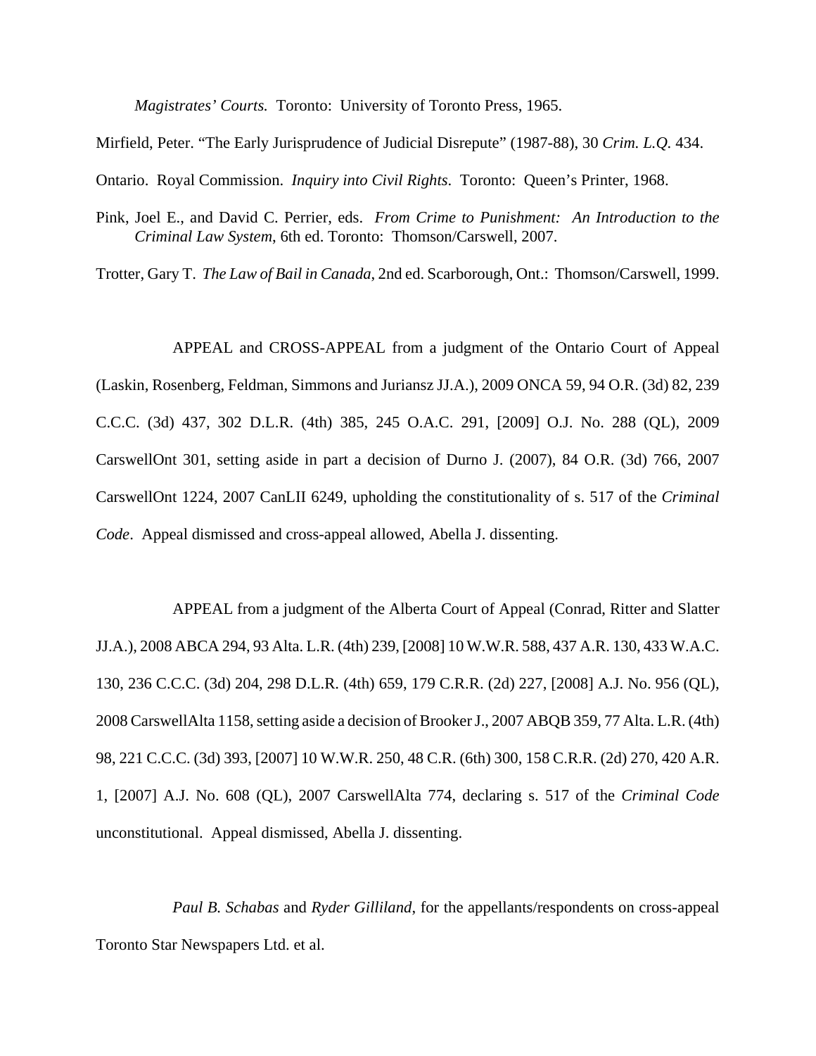*Magistrates' Courts.* Toronto: University of Toronto Press, 1965.

Mirfield, Peter. "The Early Jurisprudence of Judicial Disrepute" (1987-88), 30 *Crim. L.Q.* 434.

Ontario. Royal Commission. *Inquiry into Civil Rights*. Toronto: Queen's Printer, 1968.

Pink, Joel E., and David C. Perrier, eds. *From Crime to Punishment: An Introduction to the Criminal Law System*, 6th ed. Toronto: Thomson/Carswell, 2007.

Trotter, Gary T. *The Law of Bail in Canada*, 2nd ed. Scarborough, Ont.: Thomson/Carswell, 1999.

APPEAL and CROSS-APPEAL from a judgment of the Ontario Court of Appeal (Laskin, Rosenberg, Feldman, Simmons and Juriansz JJ.A.), 2009 ONCA 59, 94 O.R. (3d) 82, 239 C.C.C. (3d) 437, 302 D.L.R. (4th) 385, 245 O.A.C. 291, [2009] O.J. No. 288 (QL), 2009 CarswellOnt 301, setting aside in part a decision of Durno J. (2007), 84 O.R. (3d) 766, 2007 CarswellOnt 1224, 2007 CanLII 6249, upholding the constitutionality of s. 517 of the *Criminal Code*. Appeal dismissed and cross-appeal allowed, Abella J. dissenting.

APPEAL from a judgment of the Alberta Court of Appeal (Conrad, Ritter and Slatter JJ.A.), 2008 ABCA 294, 93 Alta. L.R. (4th) 239, [2008] 10 W.W.R. 588, 437 A.R. 130, 433 W.A.C. 130, 236 C.C.C. (3d) 204, 298 D.L.R. (4th) 659, 179 C.R.R. (2d) 227, [2008] A.J. No. 956 (QL), 2008 CarswellAlta 1158, setting aside a decision of Brooker J., 2007 ABQB 359, 77 Alta. L.R. (4th) 98, 221 C.C.C. (3d) 393, [2007] 10 W.W.R. 250, 48 C.R. (6th) 300, 158 C.R.R. (2d) 270, 420 A.R. 1, [2007] A.J. No. 608 (QL), 2007 CarswellAlta 774, declaring s. 517 of the *Criminal Code* unconstitutional. Appeal dismissed, Abella J. dissenting.

*Paul B. Schabas* and *Ryder Gilliland*, for the appellants/respondents on cross-appeal Toronto Star Newspapers Ltd. et al.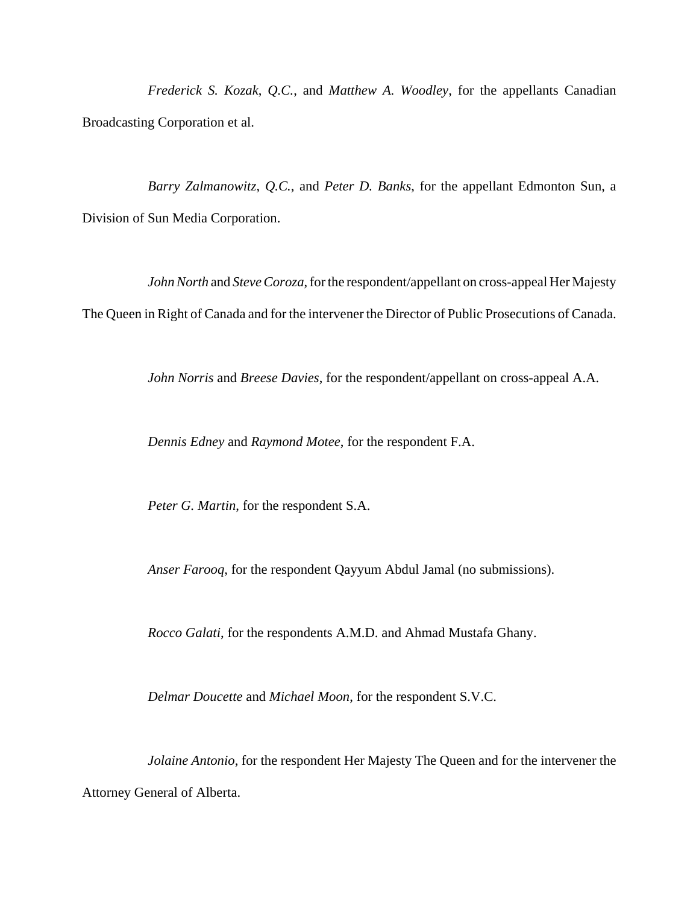*Frederick S. Kozak*, *Q.C.*, and *Matthew A. Woodley*, for the appellants Canadian Broadcasting Corporation et al.

*Barry Zalmanowitz*, *Q.C.*, and *Peter D. Banks*, for the appellant Edmonton Sun, a Division of Sun Media Corporation.

*John North* and *Steve Coroza*, for the respondent/appellant on cross-appeal Her Majesty The Queen in Right of Canada and for the intervener the Director of Public Prosecutions of Canada.

*John Norris* and *Breese Davies*, for the respondent/appellant on cross-appeal A.A.

*Dennis Edney* and *Raymond Motee*, for the respondent F.A.

*Peter G. Martin*, for the respondent S.A.

*Anser Farooq*, for the respondent Qayyum Abdul Jamal (no submissions).

*Rocco Galati*, for the respondents A.M.D. and Ahmad Mustafa Ghany.

*Delmar Doucette* and *Michael Moon*, for the respondent S.V.C.

*Jolaine Antonio*, for the respondent Her Majesty The Queen and for the intervener the Attorney General of Alberta.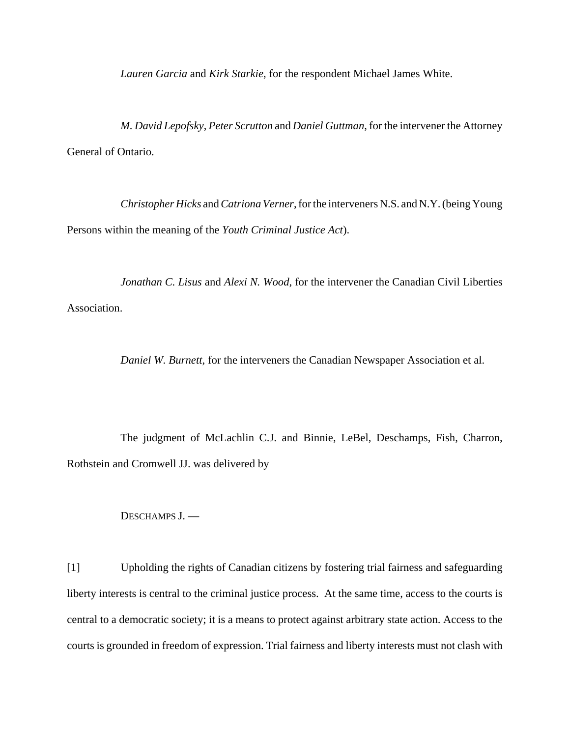*Lauren Garcia* and *Kirk Starkie*, for the respondent Michael James White.

*M. David Lepofsky*, *Peter Scrutton* and *Daniel Guttman*, for the intervener the Attorney General of Ontario.

*Christopher Hicks* and *Catriona Verner*, for the interveners N.S. and N.Y. (being Young Persons within the meaning of the *Youth Criminal Justice Act*).

*Jonathan C. Lisus* and *Alexi N. Wood*, for the intervener the Canadian Civil Liberties Association.

*Daniel W. Burnett*, for the interveners the Canadian Newspaper Association et al.

The judgment of McLachlin C.J. and Binnie, LeBel, Deschamps, Fish, Charron, Rothstein and Cromwell JJ. was delivered by

DESCHAMPS J. —

[1] Upholding the rights of Canadian citizens by fostering trial fairness and safeguarding liberty interests is central to the criminal justice process. At the same time, access to the courts is central to a democratic society; it is a means to protect against arbitrary state action. Access to the courts is grounded in freedom of expression. Trial fairness and liberty interests must not clash with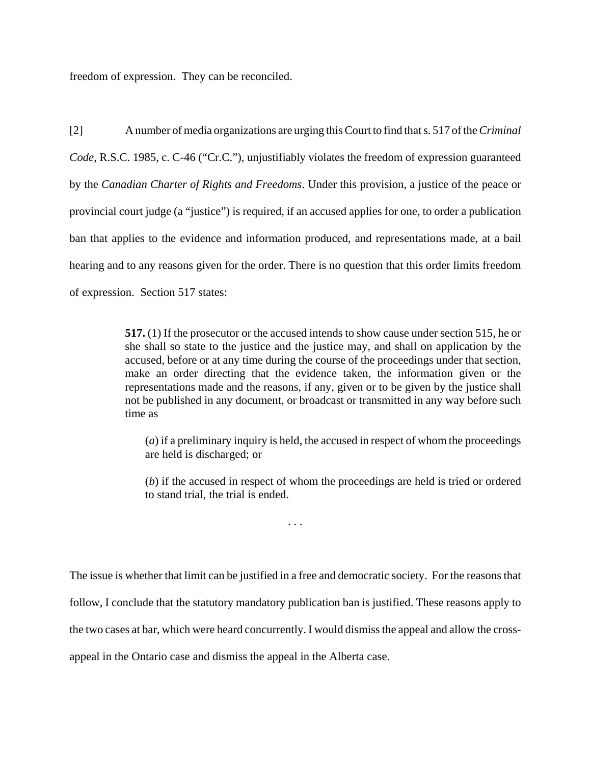freedom of expression. They can be reconciled.

[2] A number of media organizations are urging this Court to find that s. 517 of the *Criminal Code*, R.S.C. 1985, c. C-46 ("Cr.C."), unjustifiably violates the freedom of expression guaranteed by the *Canadian Charter of Rights and Freedoms*. Under this provision, a justice of the peace or provincial court judge (a "justice") is required, if an accused applies for one, to order a publication ban that applies to the evidence and information produced, and representations made, at a bail hearing and to any reasons given for the order. There is no question that this order limits freedom of expression. Section 517 states:

> **517.** (1) If the prosecutor or the accused intends to show cause under section 515, he or she shall so state to the justice and the justice may, and shall on application by the accused, before or at any time during the course of the proceedings under that section, make an order directing that the evidence taken, the information given or the representations made and the reasons, if any, given or to be given by the justice shall not be published in any document, or broadcast or transmitted in any way before such time as
>
> (*a*) if a preliminary inquiry is held, the accused in respect of whom the proceedings are held is discharged; or
>
> (*b*) if the accused in respect of whom the proceedings are held is tried or ordered to stand trial, the trial is ended.
>
> . . .

The issue is whether that limit can be justified in a free and democratic society. For the reasons that follow, I conclude that the statutory mandatory publication ban is justified. These reasons apply to the two cases at bar, which were heard concurrently. I would dismiss the appeal and allow the cross-appeal in the Ontario case and dismiss the appeal in the Alberta case.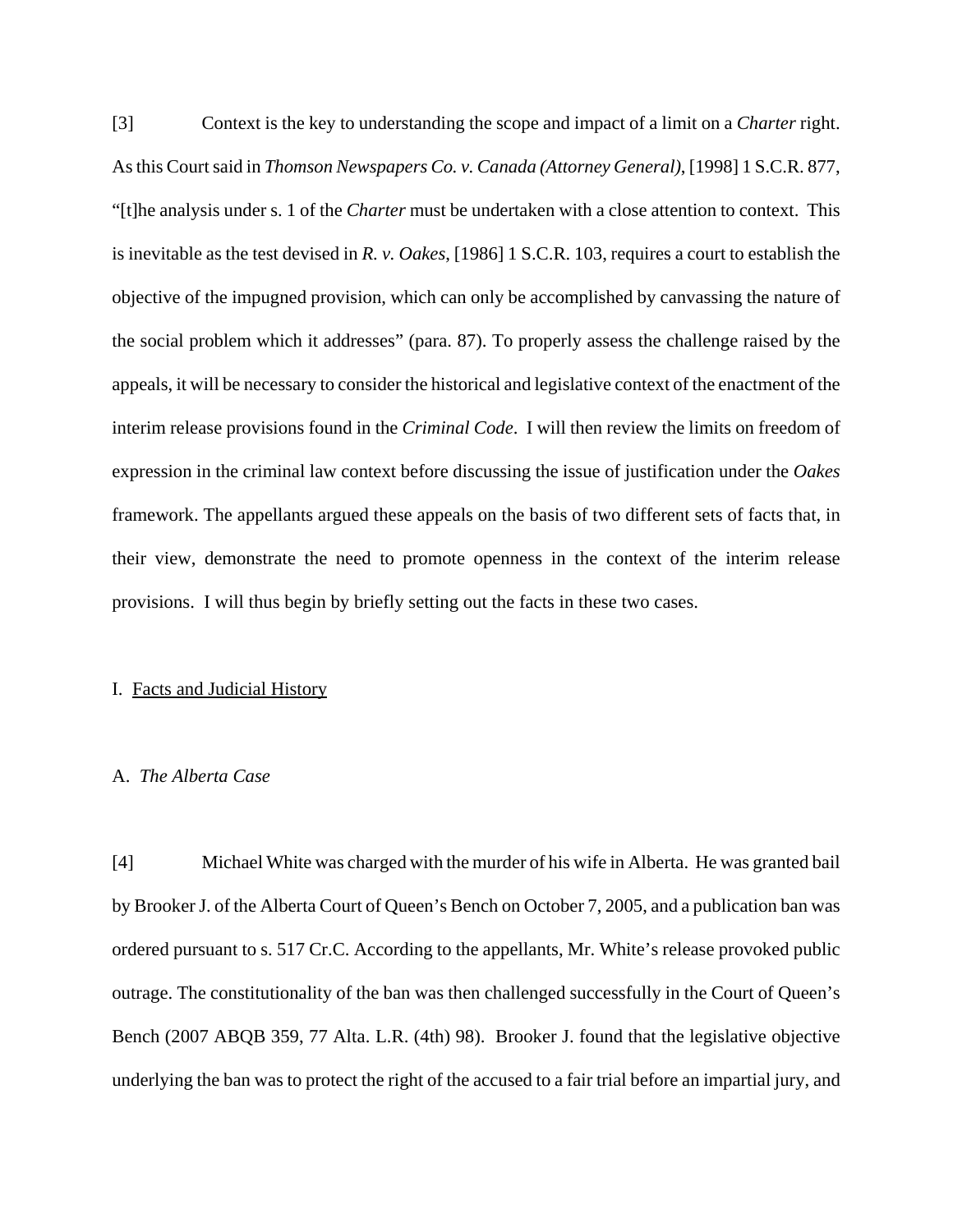[3] Context is the key to understanding the scope and impact of a limit on a *Charter* right. As this Court said in *Thomson Newspapers Co. v. Canada (Attorney General)*, [1998] 1 S.C.R. 877, "[t]he analysis under s. 1 of the *Charter* must be undertaken with a close attention to context. This is inevitable as the test devised in *R. v. Oakes*, [1986] 1 S.C.R. 103, requires a court to establish the objective of the impugned provision, which can only be accomplished by canvassing the nature of the social problem which it addresses" (para. 87). To properly assess the challenge raised by the appeals, it will be necessary to consider the historical and legislative context of the enactment of the interim release provisions found in the *Criminal Code*. I will then review the limits on freedom of expression in the criminal law context before discussing the issue of justification under the *Oakes* framework. The appellants argued these appeals on the basis of two different sets of facts that, in their view, demonstrate the need to promote openness in the context of the interim release provisions. I will thus begin by briefly setting out the facts in these two cases.

## I. Facts and Judicial History

### A. *The Alberta Case*

[4] Michael White was charged with the murder of his wife in Alberta. He was granted bail by Brooker J. of the Alberta Court of Queen's Bench on October 7, 2005, and a publication ban was ordered pursuant to s. 517 Cr.C. According to the appellants, Mr. White's release provoked public outrage. The constitutionality of the ban was then challenged successfully in the Court of Queen's Bench (2007 ABQB 359, 77 Alta. L.R. (4th) 98). Brooker J. found that the legislative objective underlying the ban was to protect the right of the accused to a fair trial before an impartial jury, and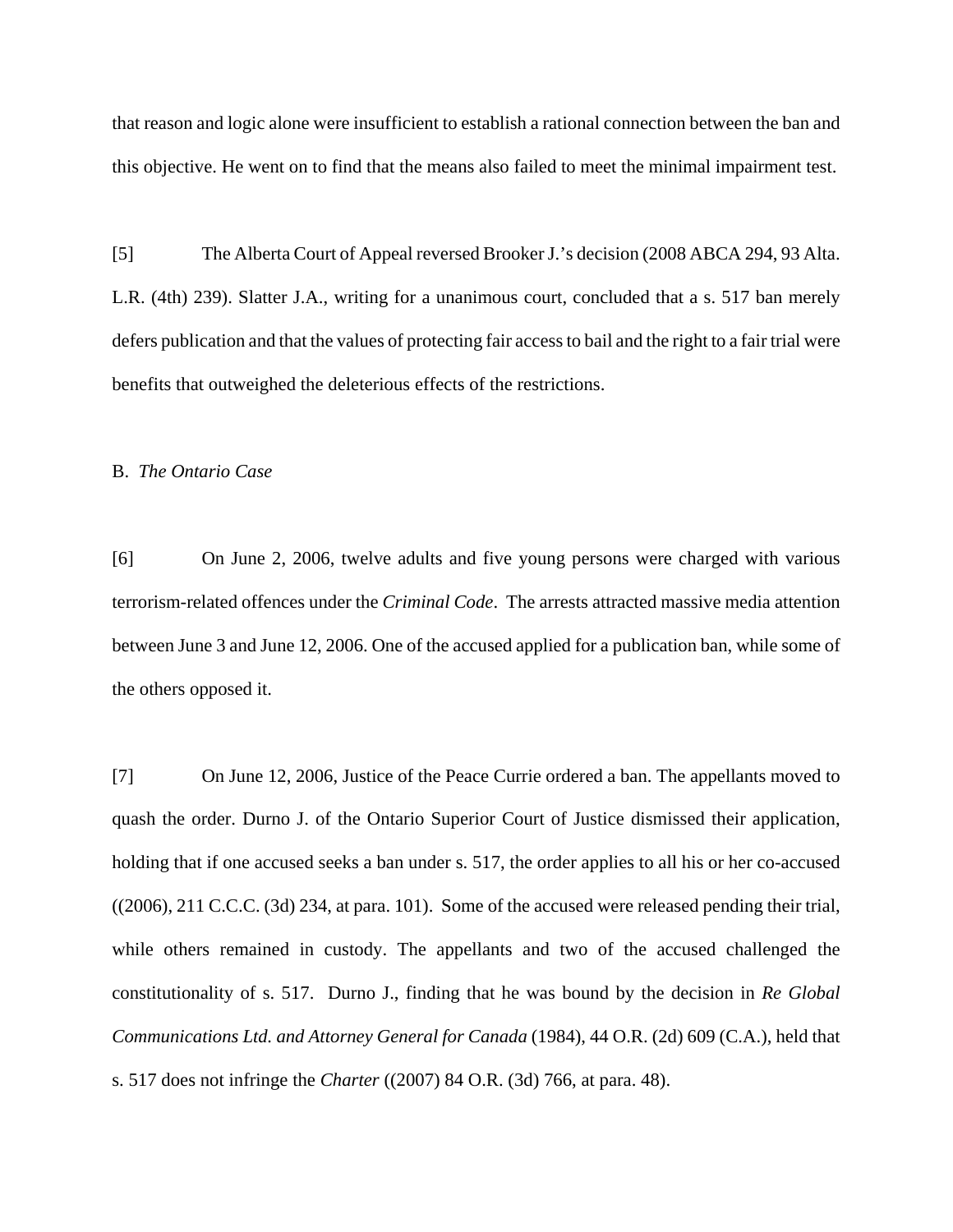that reason and logic alone were insufficient to establish a rational connection between the ban and this objective. He went on to find that the means also failed to meet the minimal impairment test.

[5] The Alberta Court of Appeal reversed Brooker J.'s decision (2008 ABCA 294, 93 Alta. L.R. (4th) 239). Slatter J.A., writing for a unanimous court, concluded that a s. 517 ban merely defers publication and that the values of protecting fair access to bail and the right to a fair trial were benefits that outweighed the deleterious effects of the restrictions.

B. *The Ontario Case*

[6] On June 2, 2006, twelve adults and five young persons were charged with various terrorism-related offences under the *Criminal Code*. The arrests attracted massive media attention between June 3 and June 12, 2006. One of the accused applied for a publication ban, while some of the others opposed it.

[7] On June 12, 2006, Justice of the Peace Currie ordered a ban. The appellants moved to quash the order. Durno J. of the Ontario Superior Court of Justice dismissed their application, holding that if one accused seeks a ban under s. 517, the order applies to all his or her co-accused ((2006), 211 C.C.C. (3d) 234, at para. 101). Some of the accused were released pending their trial, while others remained in custody. The appellants and two of the accused challenged the constitutionality of s. 517. Durno J., finding that he was bound by the decision in *Re Global Communications Ltd. and Attorney General for Canada* (1984), 44 O.R. (2d) 609 (C.A.), held that s. 517 does not infringe the *Charter* ((2007) 84 O.R. (3d) 766, at para. 48).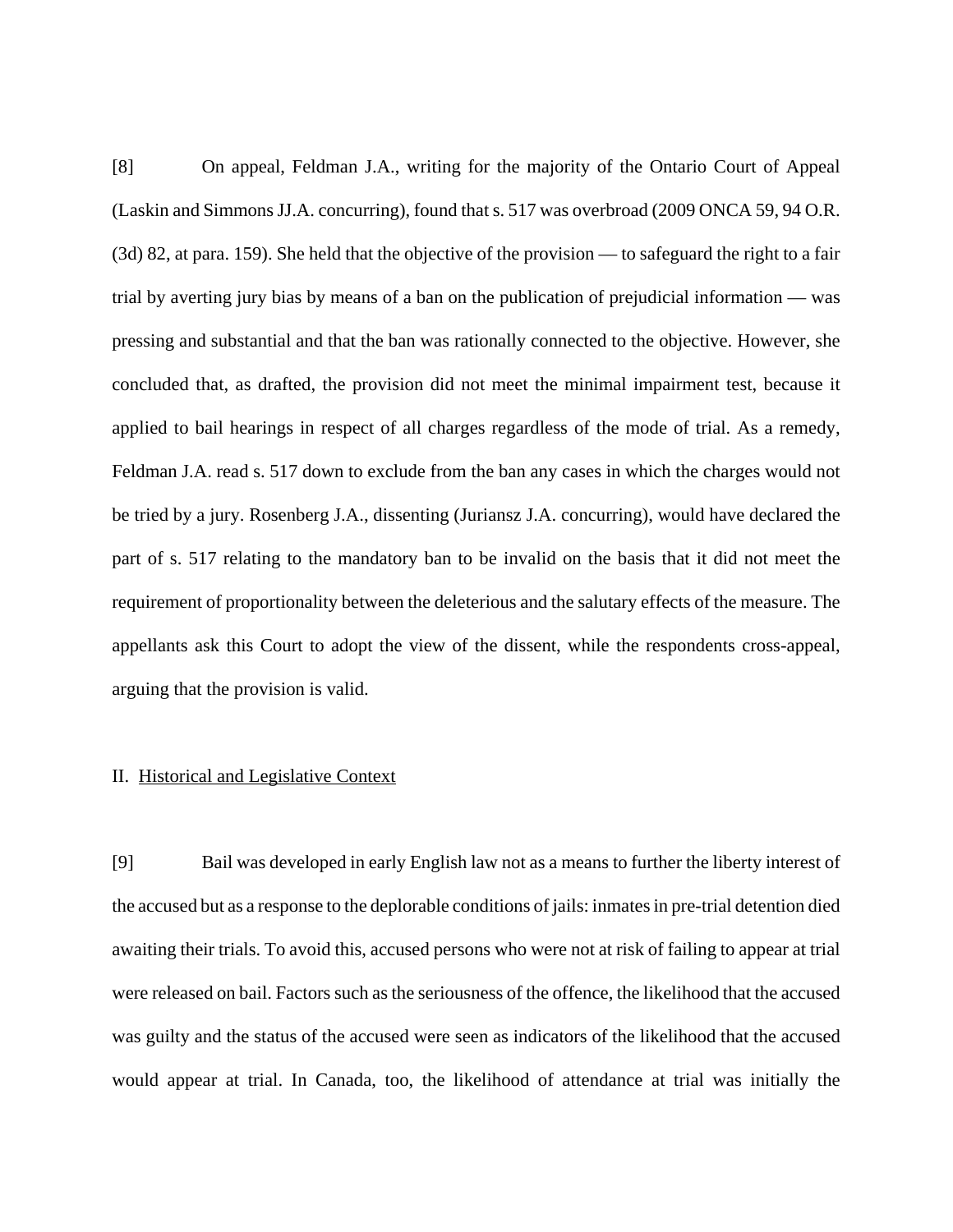[8] On appeal, Feldman J.A., writing for the majority of the Ontario Court of Appeal (Laskin and Simmons JJ.A. concurring), found that s. 517 was overbroad (2009 ONCA 59, 94 O.R. (3d) 82, at para. 159). She held that the objective of the provision — to safeguard the right to a fair trial by averting jury bias by means of a ban on the publication of prejudicial information — was pressing and substantial and that the ban was rationally connected to the objective. However, she concluded that, as drafted, the provision did not meet the minimal impairment test, because it applied to bail hearings in respect of all charges regardless of the mode of trial. As a remedy, Feldman J.A. read s. 517 down to exclude from the ban any cases in which the charges would not be tried by a jury. Rosenberg J.A., dissenting (Juriansz J.A. concurring), would have declared the part of s. 517 relating to the mandatory ban to be invalid on the basis that it did not meet the requirement of proportionality between the deleterious and the salutary effects of the measure. The appellants ask this Court to adopt the view of the dissent, while the respondents cross-appeal, arguing that the provision is valid.

## II. Historical and Legislative Context

[9] Bail was developed in early English law not as a means to further the liberty interest of the accused but as a response to the deplorable conditions of jails: inmates in pre-trial detention died awaiting their trials. To avoid this, accused persons who were not at risk of failing to appear at trial were released on bail. Factors such as the seriousness of the offence, the likelihood that the accused was guilty and the status of the accused were seen as indicators of the likelihood that the accused would appear at trial. In Canada, too, the likelihood of attendance at trial was initially the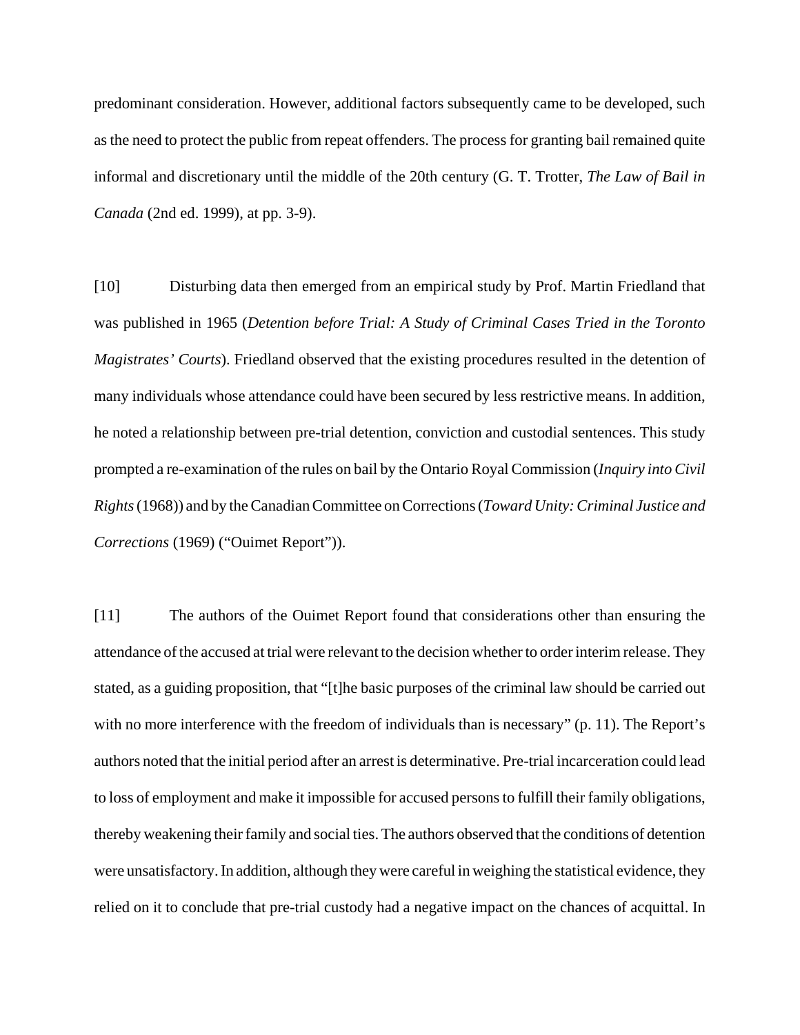predominant consideration. However, additional factors subsequently came to be developed, such as the need to protect the public from repeat offenders. The process for granting bail remained quite informal and discretionary until the middle of the 20th century (G. T. Trotter, *The Law of Bail in Canada* (2nd ed. 1999), at pp. 3-9).

[10] Disturbing data then emerged from an empirical study by Prof. Martin Friedland that was published in 1965 (*Detention before Trial: A Study of Criminal Cases Tried in the Toronto Magistrates' Courts*). Friedland observed that the existing procedures resulted in the detention of many individuals whose attendance could have been secured by less restrictive means. In addition, he noted a relationship between pre-trial detention, conviction and custodial sentences. This study prompted a re-examination of the rules on bail by the Ontario Royal Commission (*Inquiry into Civil Rights* (1968)) and by the Canadian Committee on Corrections (*Toward Unity: Criminal Justice and Corrections* (1969) ("Ouimet Report")).

[11] The authors of the Ouimet Report found that considerations other than ensuring the attendance of the accused at trial were relevant to the decision whether to order interim release. They stated, as a guiding proposition, that "[t]he basic purposes of the criminal law should be carried out with no more interference with the freedom of individuals than is necessary" (p. 11). The Report's authors noted that the initial period after an arrest is determinative. Pre-trial incarceration could lead to loss of employment and make it impossible for accused persons to fulfill their family obligations, thereby weakening their family and social ties. The authors observed that the conditions of detention were unsatisfactory. In addition, although they were careful in weighing the statistical evidence, they relied on it to conclude that pre-trial custody had a negative impact on the chances of acquittal. In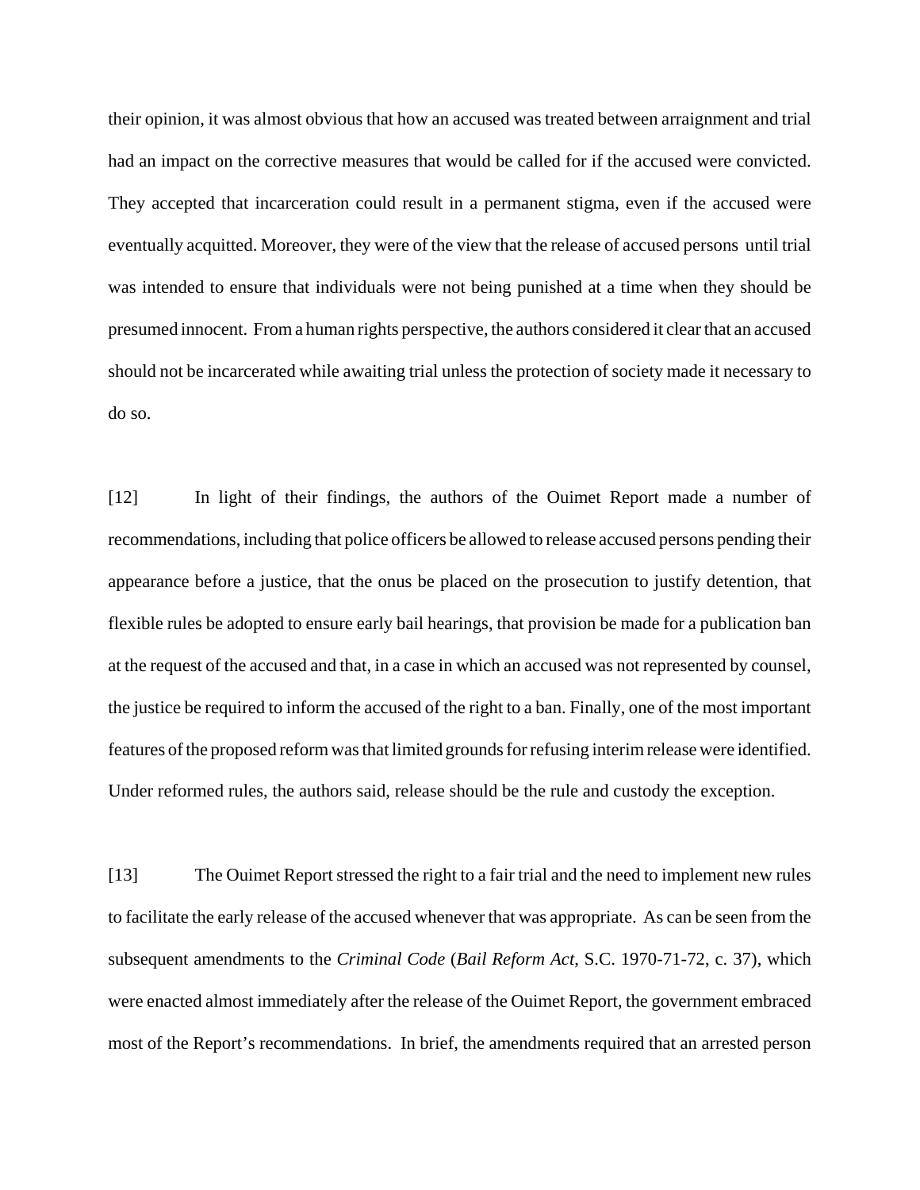their opinion, it was almost obvious that how an accused was treated between arraignment and trial had an impact on the corrective measures that would be called for if the accused were convicted. They accepted that incarceration could result in a permanent stigma, even if the accused were eventually acquitted. Moreover, they were of the view that the release of accused persons until trial was intended to ensure that individuals were not being punished at a time when they should be presumed innocent. From a human rights perspective, the authors considered it clear that an accused should not be incarcerated while awaiting trial unless the protection of society made it necessary to do so.

[12] In light of their findings, the authors of the Ouimet Report made a number of recommendations, including that police officers be allowed to release accused persons pending their appearance before a justice, that the onus be placed on the prosecution to justify detention, that flexible rules be adopted to ensure early bail hearings, that provision be made for a publication ban at the request of the accused and that, in a case in which an accused was not represented by counsel, the justice be required to inform the accused of the right to a ban. Finally, one of the most important features of the proposed reform was that limited grounds for refusing interim release were identified. Under reformed rules, the authors said, release should be the rule and custody the exception.

[13] The Ouimet Report stressed the right to a fair trial and the need to implement new rules to facilitate the early release of the accused whenever that was appropriate. As can be seen from the subsequent amendments to the *Criminal Code* (*Bail Reform Act*, S.C. 1970-71-72, c. 37), which were enacted almost immediately after the release of the Ouimet Report, the government embraced most of the Report's recommendations. In brief, the amendments required that an arrested person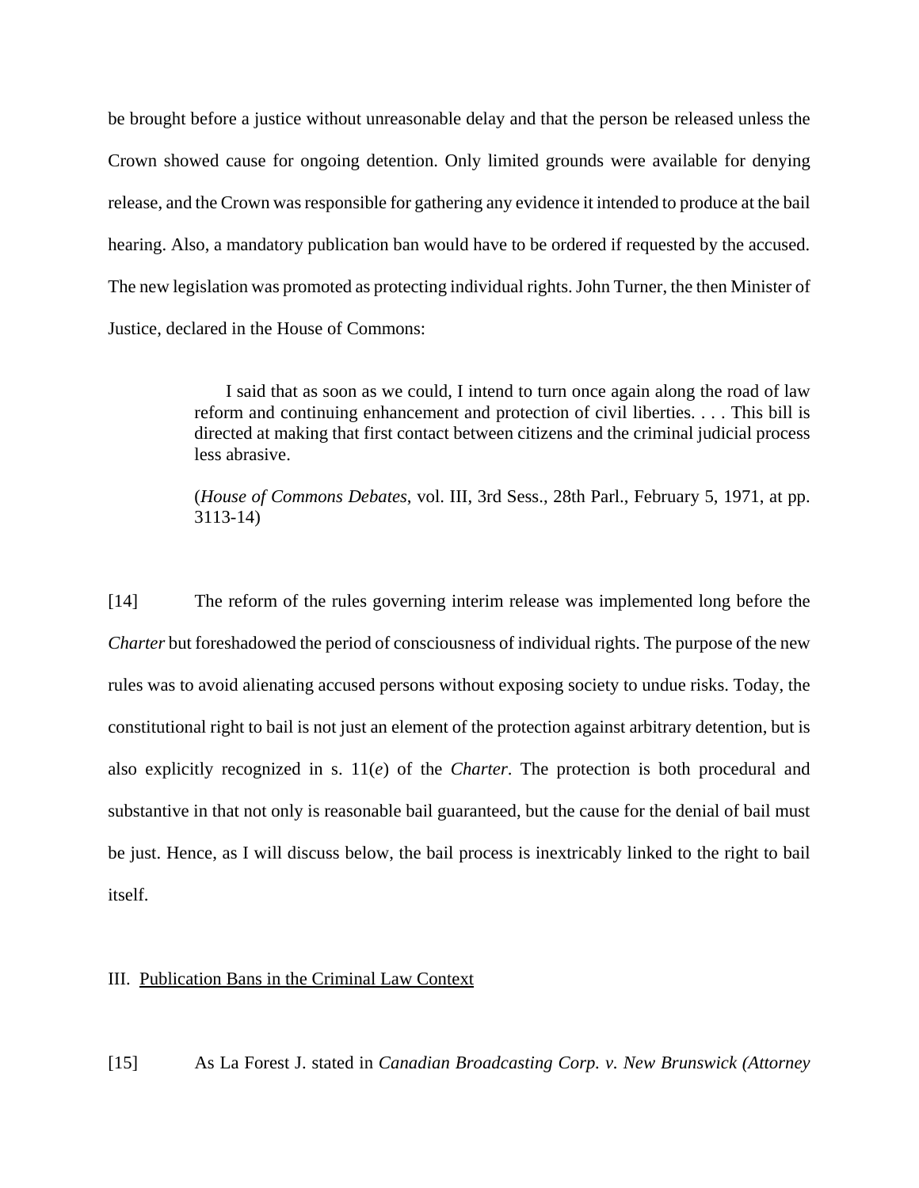be brought before a justice without unreasonable delay and that the person be released unless the Crown showed cause for ongoing detention. Only limited grounds were available for denying release, and the Crown was responsible for gathering any evidence it intended to produce at the bail hearing. Also, a mandatory publication ban would have to be ordered if requested by the accused. The new legislation was promoted as protecting individual rights. John Turner, the then Minister of Justice, declared in the House of Commons:

> I said that as soon as we could, I intend to turn once again along the road of law reform and continuing enhancement and protection of civil liberties. . . . This bill is directed at making that first contact between citizens and the criminal judicial process less abrasive.
>
> (*House of Commons Debates*, vol. III, 3rd Sess., 28th Parl., February 5, 1971, at pp. 3113-14)

[14] The reform of the rules governing interim release was implemented long before the *Charter* but foreshadowed the period of consciousness of individual rights. The purpose of the new rules was to avoid alienating accused persons without exposing society to undue risks. Today, the constitutional right to bail is not just an element of the protection against arbitrary detention, but is also explicitly recognized in s. 11(*e*) of the *Charter*. The protection is both procedural and substantive in that not only is reasonable bail guaranteed, but the cause for the denial of bail must be just. Hence, as I will discuss below, the bail process is inextricably linked to the right to bail itself.

## III. Publication Bans in the Criminal Law Context

[15] As La Forest J. stated in *Canadian Broadcasting Corp. v. New Brunswick (Attorney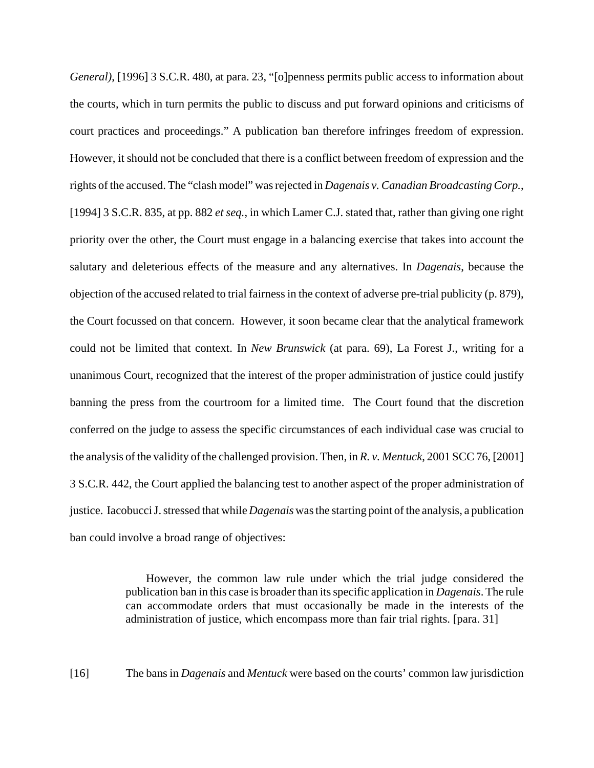*General)*, [1996] 3 S.C.R. 480, at para. 23, "[o]penness permits public access to information about the courts, which in turn permits the public to discuss and put forward opinions and criticisms of court practices and proceedings." A publication ban therefore infringes freedom of expression. However, it should not be concluded that there is a conflict between freedom of expression and the rights of the accused. The "clash model" was rejected in *Dagenais v. Canadian Broadcasting Corp.*, [1994] 3 S.C.R. 835, at pp. 882 *et seq.*, in which Lamer C.J. stated that, rather than giving one right priority over the other, the Court must engage in a balancing exercise that takes into account the salutary and deleterious effects of the measure and any alternatives. In *Dagenais*, because the objection of the accused related to trial fairness in the context of adverse pre-trial publicity (p. 879), the Court focussed on that concern. However, it soon became clear that the analytical framework could not be limited that context. In *New Brunswick* (at para. 69), La Forest J., writing for a unanimous Court, recognized that the interest of the proper administration of justice could justify banning the press from the courtroom for a limited time. The Court found that the discretion conferred on the judge to assess the specific circumstances of each individual case was crucial to the analysis of the validity of the challenged provision. Then, in *R. v. Mentuck*, 2001 SCC 76, [2001] 3 S.C.R. 442, the Court applied the balancing test to another aspect of the proper administration of justice. Iacobucci J. stressed that while *Dagenais* was the starting point of the analysis, a publication ban could involve a broad range of objectives:

> However, the common law rule under which the trial judge considered the publication ban in this case is broader than its specific application in *Dagenais*. The rule can accommodate orders that must occasionally be made in the interests of the administration of justice, which encompass more than fair trial rights. [para. 31]

[16] The bans in *Dagenais* and *Mentuck* were based on the courts' common law jurisdiction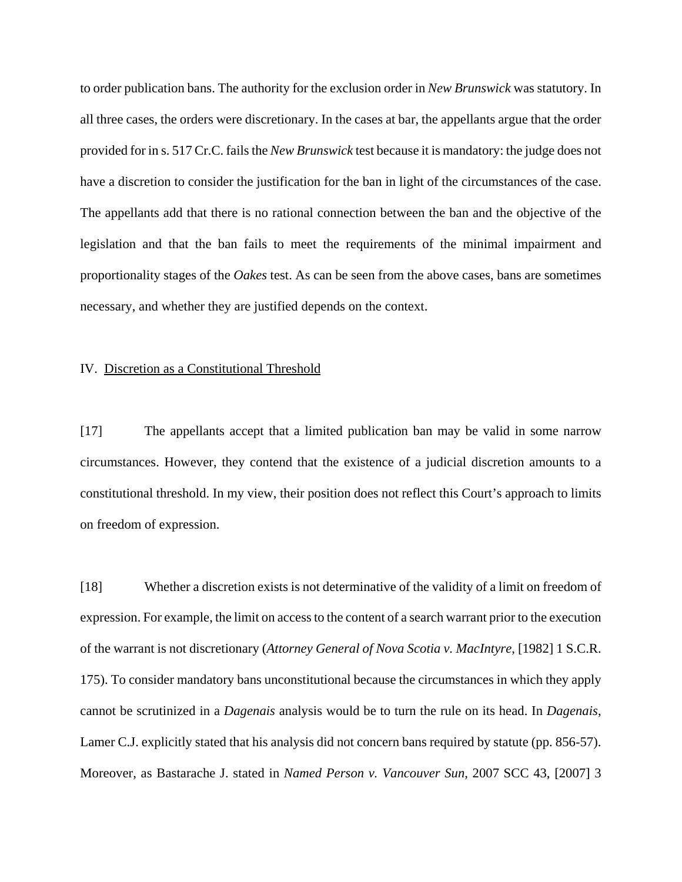to order publication bans. The authority for the exclusion order in *New Brunswick* was statutory. In all three cases, the orders were discretionary. In the cases at bar, the appellants argue that the order provided for in s. 517 Cr.C. fails the *New Brunswick* test because it is mandatory: the judge does not have a discretion to consider the justification for the ban in light of the circumstances of the case. The appellants add that there is no rational connection between the ban and the objective of the legislation and that the ban fails to meet the requirements of the minimal impairment and proportionality stages of the *Oakes* test. As can be seen from the above cases, bans are sometimes necessary, and whether they are justified depends on the context.

## IV. Discretion as a Constitutional Threshold

[17] The appellants accept that a limited publication ban may be valid in some narrow circumstances. However, they contend that the existence of a judicial discretion amounts to a constitutional threshold. In my view, their position does not reflect this Court's approach to limits on freedom of expression.

[18] Whether a discretion exists is not determinative of the validity of a limit on freedom of expression. For example, the limit on access to the content of a search warrant prior to the execution of the warrant is not discretionary (*Attorney General of Nova Scotia v. MacIntyre*, [1982] 1 S.C.R. 175). To consider mandatory bans unconstitutional because the circumstances in which they apply cannot be scrutinized in a *Dagenais* analysis would be to turn the rule on its head. In *Dagenais*, Lamer C.J. explicitly stated that his analysis did not concern bans required by statute (pp. 856-57). Moreover, as Bastarache J. stated in *Named Person v. Vancouver Sun*, 2007 SCC 43, [2007] 3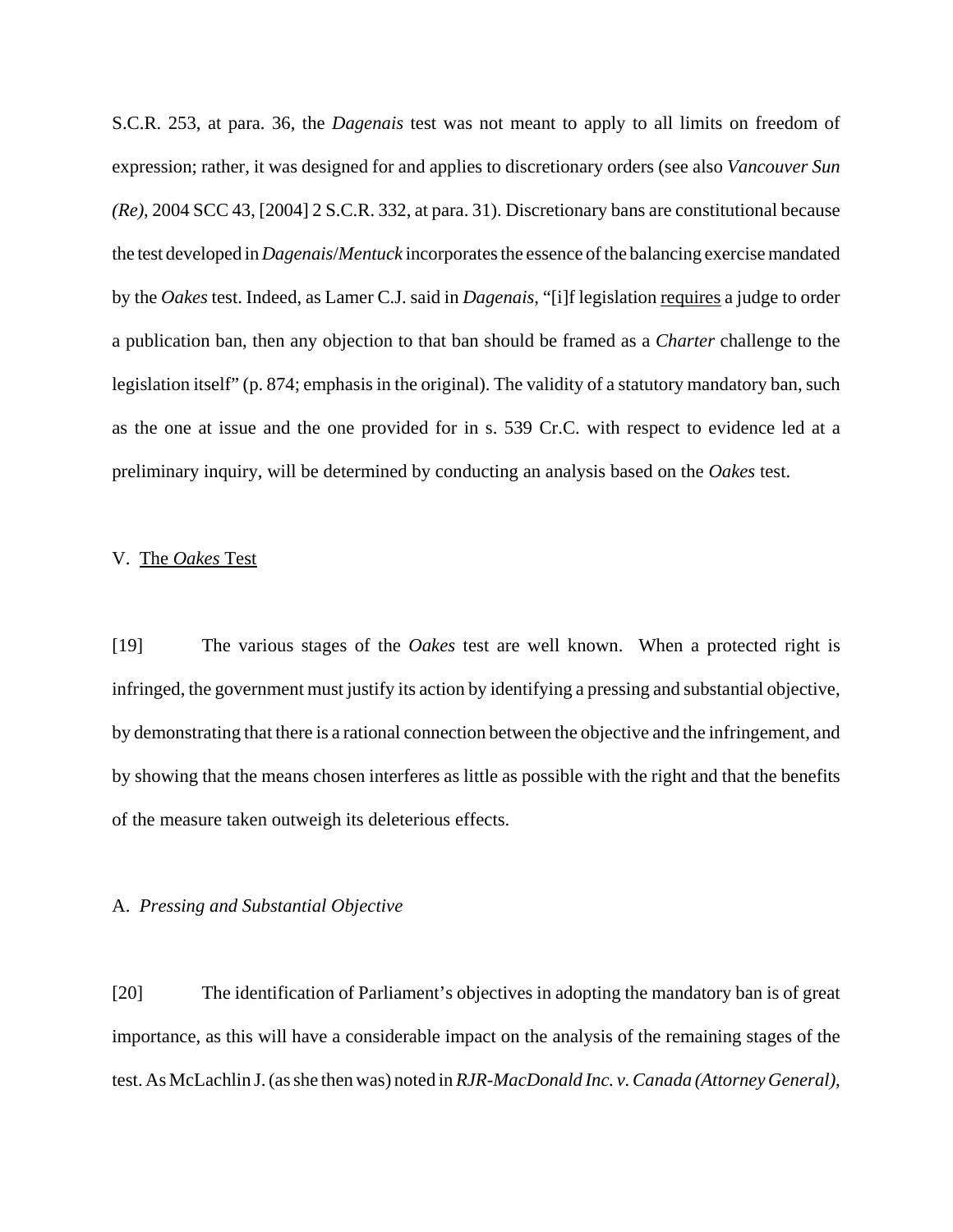S.C.R. 253, at para. 36, the *Dagenais* test was not meant to apply to all limits on freedom of expression; rather, it was designed for and applies to discretionary orders (see also *Vancouver Sun (Re)*, 2004 SCC 43, [2004] 2 S.C.R. 332, at para. 31). Discretionary bans are constitutional because the test developed in *Dagenais*/*Mentuck* incorporates the essence of the balancing exercise mandated by the *Oakes* test. Indeed, as Lamer C.J. said in *Dagenais*, "[i]f legislation requires a judge to order a publication ban, then any objection to that ban should be framed as a *Charter* challenge to the legislation itself" (p. 874; emphasis in the original). The validity of a statutory mandatory ban, such as the one at issue and the one provided for in s. 539 Cr.C. with respect to evidence led at a preliminary inquiry, will be determined by conducting an analysis based on the *Oakes* test.

## V. The *Oakes* Test

[19] The various stages of the *Oakes* test are well known. When a protected right is infringed, the government must justify its action by identifying a pressing and substantial objective, by demonstrating that there is a rational connection between the objective and the infringement, and by showing that the means chosen interferes as little as possible with the right and that the benefits of the measure taken outweigh its deleterious effects.

### A. *Pressing and Substantial Objective*

[20] The identification of Parliament's objectives in adopting the mandatory ban is of great importance, as this will have a considerable impact on the analysis of the remaining stages of the test. As McLachlin J. (as she then was) noted in *RJR-MacDonald Inc. v. Canada (Attorney General)*,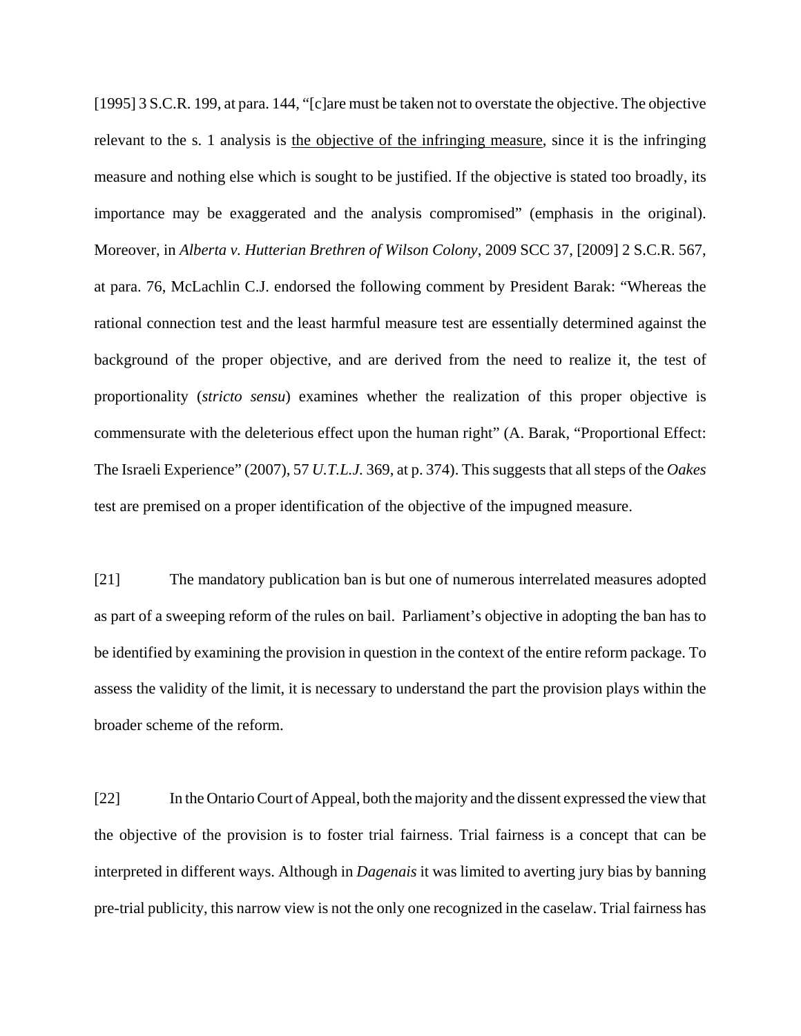[1995] 3 S.C.R. 199, at para. 144, "[c]are must be taken not to overstate the objective. The objective relevant to the s. 1 analysis is <u>the objective of the infringing measure</u>, since it is the infringing measure and nothing else which is sought to be justified. If the objective is stated too broadly, its importance may be exaggerated and the analysis compromised" (emphasis in the original). Moreover, in *Alberta v. Hutterian Brethren of Wilson Colony*, 2009 SCC 37, [2009] 2 S.C.R. 567, at para. 76, McLachlin C.J. endorsed the following comment by President Barak: "Whereas the rational connection test and the least harmful measure test are essentially determined against the background of the proper objective, and are derived from the need to realize it, the test of proportionality (*stricto sensu*) examines whether the realization of this proper objective is commensurate with the deleterious effect upon the human right" (A. Barak, "Proportional Effect: The Israeli Experience" (2007), 57 *U.T.L.J.* 369, at p. 374). This suggests that all steps of the *Oakes* test are premised on a proper identification of the objective of the impugned measure.

[21] The mandatory publication ban is but one of numerous interrelated measures adopted as part of a sweeping reform of the rules on bail. Parliament's objective in adopting the ban has to be identified by examining the provision in question in the context of the entire reform package. To assess the validity of the limit, it is necessary to understand the part the provision plays within the broader scheme of the reform.

[22] In the Ontario Court of Appeal, both the majority and the dissent expressed the view that the objective of the provision is to foster trial fairness. Trial fairness is a concept that can be interpreted in different ways. Although in *Dagenais* it was limited to averting jury bias by banning pre-trial publicity, this narrow view is not the only one recognized in the caselaw. Trial fairness has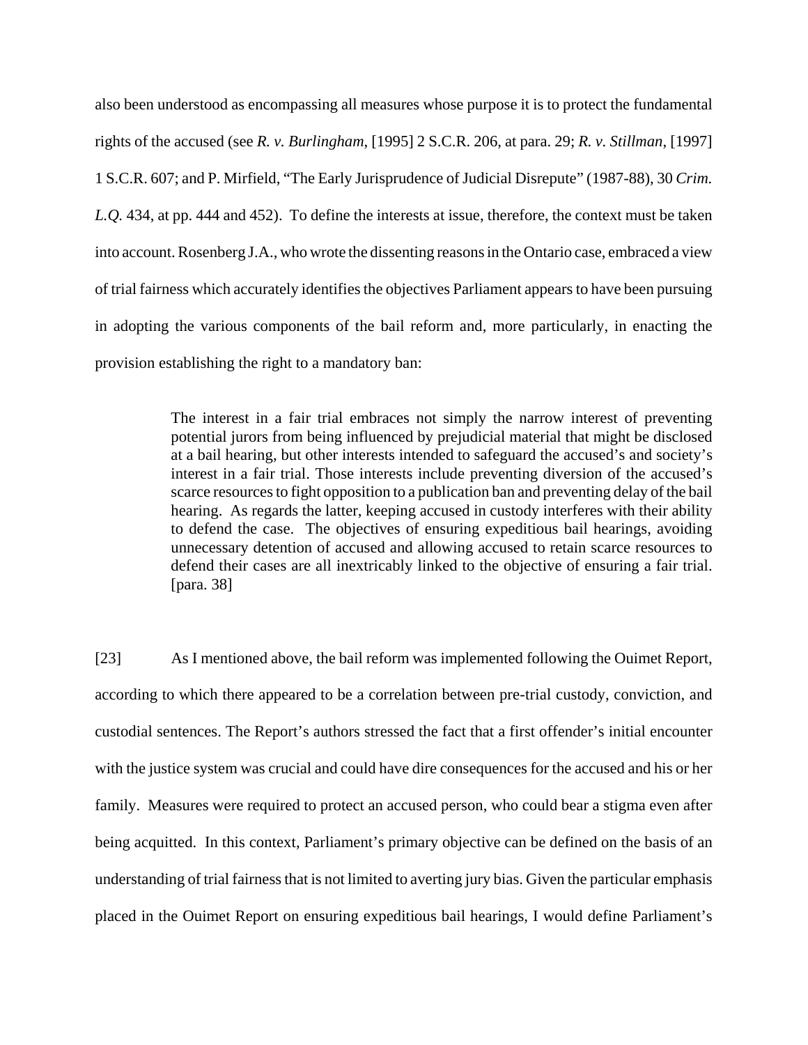also been understood as encompassing all measures whose purpose it is to protect the fundamental rights of the accused (see *R. v. Burlingham*, [1995] 2 S.C.R. 206, at para. 29; *R. v. Stillman*, [1997] 1 S.C.R. 607; and P. Mirfield, "The Early Jurisprudence of Judicial Disrepute" (1987-88), 30 *Crim. L.Q.* 434, at pp. 444 and 452). To define the interests at issue, therefore, the context must be taken into account. Rosenberg J.A., who wrote the dissenting reasons in the Ontario case, embraced a view of trial fairness which accurately identifies the objectives Parliament appears to have been pursuing in adopting the various components of the bail reform and, more particularly, in enacting the provision establishing the right to a mandatory ban:

> The interest in a fair trial embraces not simply the narrow interest of preventing potential jurors from being influenced by prejudicial material that might be disclosed at a bail hearing, but other interests intended to safeguard the accused's and society's interest in a fair trial. Those interests include preventing diversion of the accused's scarce resources to fight opposition to a publication ban and preventing delay of the bail hearing. As regards the latter, keeping accused in custody interferes with their ability to defend the case. The objectives of ensuring expeditious bail hearings, avoiding unnecessary detention of accused and allowing accused to retain scarce resources to defend their cases are all inextricably linked to the objective of ensuring a fair trial. [para. 38]

[23] As I mentioned above, the bail reform was implemented following the Ouimet Report, according to which there appeared to be a correlation between pre-trial custody, conviction, and custodial sentences. The Report's authors stressed the fact that a first offender's initial encounter with the justice system was crucial and could have dire consequences for the accused and his or her family. Measures were required to protect an accused person, who could bear a stigma even after being acquitted. In this context, Parliament's primary objective can be defined on the basis of an understanding of trial fairness that is not limited to averting jury bias. Given the particular emphasis placed in the Ouimet Report on ensuring expeditious bail hearings, I would define Parliament's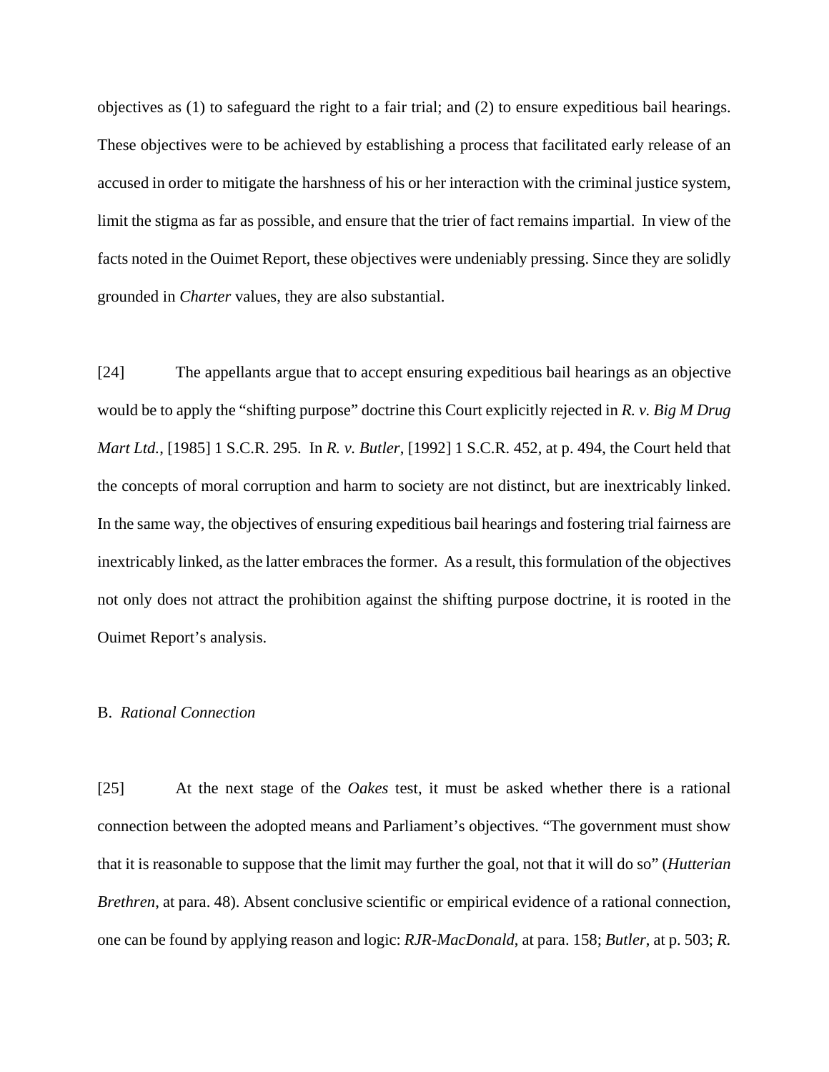objectives as (1) to safeguard the right to a fair trial; and (2) to ensure expeditious bail hearings. These objectives were to be achieved by establishing a process that facilitated early release of an accused in order to mitigate the harshness of his or her interaction with the criminal justice system, limit the stigma as far as possible, and ensure that the trier of fact remains impartial. In view of the facts noted in the Ouimet Report, these objectives were undeniably pressing. Since they are solidly grounded in *Charter* values, they are also substantial.

[24] The appellants argue that to accept ensuring expeditious bail hearings as an objective would be to apply the "shifting purpose" doctrine this Court explicitly rejected in *R. v. Big M Drug Mart Ltd.*, [1985] 1 S.C.R. 295. In *R. v. Butler*, [1992] 1 S.C.R. 452, at p. 494, the Court held that the concepts of moral corruption and harm to society are not distinct, but are inextricably linked. In the same way, the objectives of ensuring expeditious bail hearings and fostering trial fairness are inextricably linked, as the latter embraces the former. As a result, this formulation of the objectives not only does not attract the prohibition against the shifting purpose doctrine, it is rooted in the Ouimet Report's analysis.

B. *Rational Connection*

[25] At the next stage of the *Oakes* test, it must be asked whether there is a rational connection between the adopted means and Parliament's objectives. "The government must show that it is reasonable to suppose that the limit may further the goal, not that it will do so" (*Hutterian Brethren*, at para. 48). Absent conclusive scientific or empirical evidence of a rational connection, one can be found by applying reason and logic: *RJR-MacDonald*, at para. 158; *Butler*, at p. 503; *R.*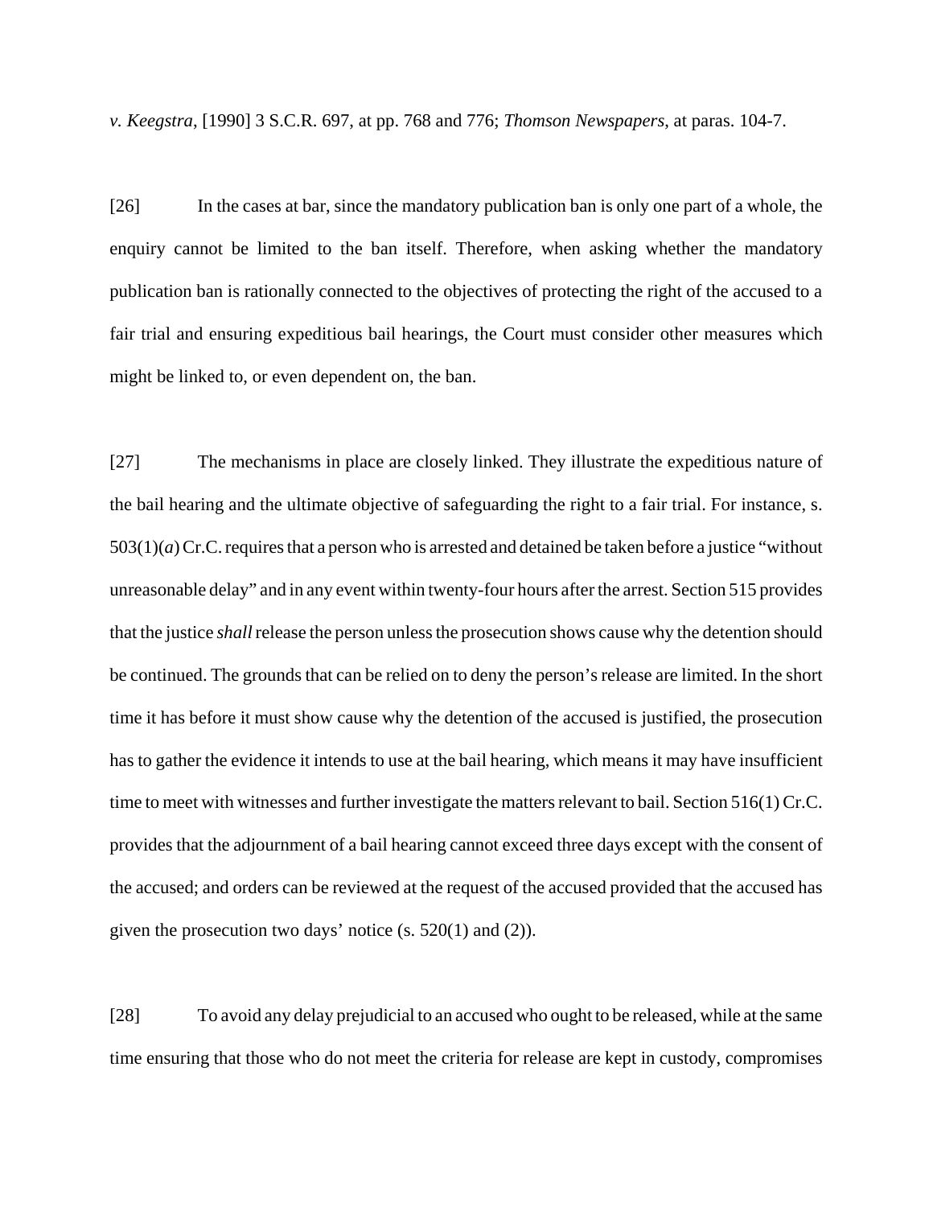*v. Keegstra*, [1990] 3 S.C.R. 697, at pp. 768 and 776; *Thomson Newspapers*, at paras. 104-7.

[26] In the cases at bar, since the mandatory publication ban is only one part of a whole, the enquiry cannot be limited to the ban itself. Therefore, when asking whether the mandatory publication ban is rationally connected to the objectives of protecting the right of the accused to a fair trial and ensuring expeditious bail hearings, the Court must consider other measures which might be linked to, or even dependent on, the ban.

[27] The mechanisms in place are closely linked. They illustrate the expeditious nature of the bail hearing and the ultimate objective of safeguarding the right to a fair trial. For instance, s. 503(1)(*a*) Cr.C. requires that a person who is arrested and detained be taken before a justice "without unreasonable delay" and in any event within twenty-four hours after the arrest. Section 515 provides that the justice *shall* release the person unless the prosecution shows cause why the detention should be continued. The grounds that can be relied on to deny the person's release are limited. In the short time it has before it must show cause why the detention of the accused is justified, the prosecution has to gather the evidence it intends to use at the bail hearing, which means it may have insufficient time to meet with witnesses and further investigate the matters relevant to bail. Section 516(1) Cr.C. provides that the adjournment of a bail hearing cannot exceed three days except with the consent of the accused; and orders can be reviewed at the request of the accused provided that the accused has given the prosecution two days' notice (s. 520(1) and (2)).

[28] To avoid any delay prejudicial to an accused who ought to be released, while at the same time ensuring that those who do not meet the criteria for release are kept in custody, compromises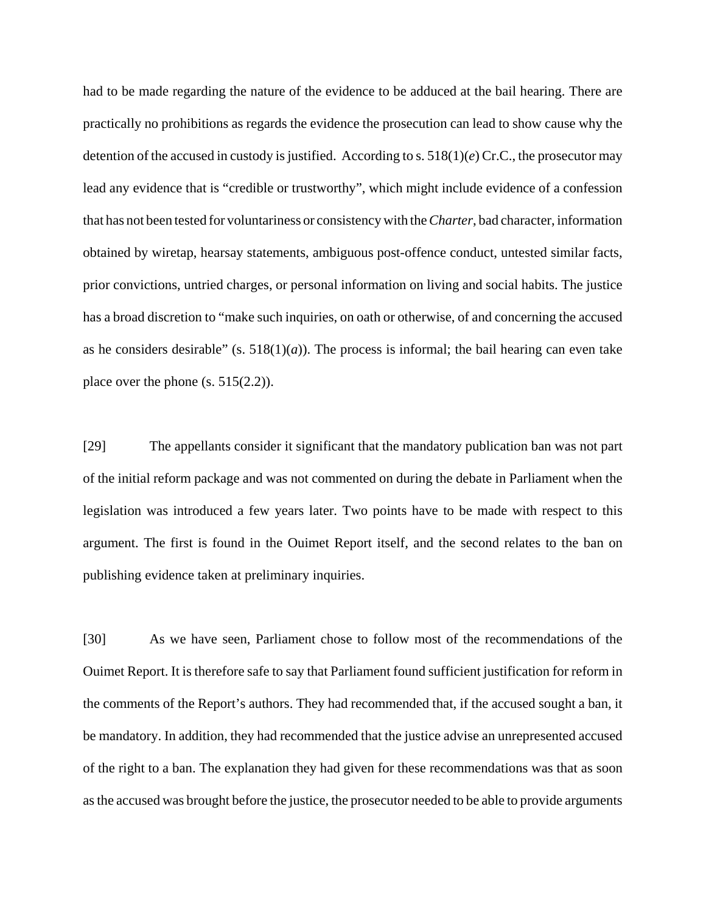had to be made regarding the nature of the evidence to be adduced at the bail hearing. There are practically no prohibitions as regards the evidence the prosecution can lead to show cause why the detention of the accused in custody is justified. According to s. 518(1)(*e*) Cr.C., the prosecutor may lead any evidence that is "credible or trustworthy", which might include evidence of a confession that has not been tested for voluntariness or consistency with the *Charter*, bad character, information obtained by wiretap, hearsay statements, ambiguous post-offence conduct, untested similar facts, prior convictions, untried charges, or personal information on living and social habits. The justice has a broad discretion to "make such inquiries, on oath or otherwise, of and concerning the accused as he considers desirable" (s. 518(1)(*a*)). The process is informal; the bail hearing can even take place over the phone (s. 515(2.2)).

[29] The appellants consider it significant that the mandatory publication ban was not part of the initial reform package and was not commented on during the debate in Parliament when the legislation was introduced a few years later. Two points have to be made with respect to this argument. The first is found in the Ouimet Report itself, and the second relates to the ban on publishing evidence taken at preliminary inquiries.

[30] As we have seen, Parliament chose to follow most of the recommendations of the Ouimet Report. It is therefore safe to say that Parliament found sufficient justification for reform in the comments of the Report's authors. They had recommended that, if the accused sought a ban, it be mandatory. In addition, they had recommended that the justice advise an unrepresented accused of the right to a ban. The explanation they had given for these recommendations was that as soon as the accused was brought before the justice, the prosecutor needed to be able to provide arguments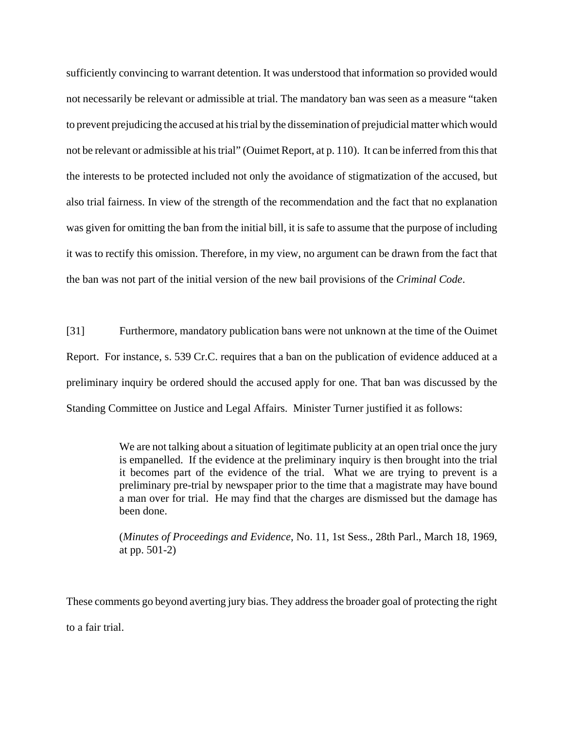sufficiently convincing to warrant detention. It was understood that information so provided would not necessarily be relevant or admissible at trial. The mandatory ban was seen as a measure "taken to prevent prejudicing the accused at his trial by the dissemination of prejudicial matter which would not be relevant or admissible at his trial" (Ouimet Report, at p. 110). It can be inferred from this that the interests to be protected included not only the avoidance of stigmatization of the accused, but also trial fairness. In view of the strength of the recommendation and the fact that no explanation was given for omitting the ban from the initial bill, it is safe to assume that the purpose of including it was to rectify this omission. Therefore, in my view, no argument can be drawn from the fact that the ban was not part of the initial version of the new bail provisions of the *Criminal Code*.

[31] Furthermore, mandatory publication bans were not unknown at the time of the Ouimet Report. For instance, s. 539 Cr.C. requires that a ban on the publication of evidence adduced at a preliminary inquiry be ordered should the accused apply for one. That ban was discussed by the Standing Committee on Justice and Legal Affairs. Minister Turner justified it as follows:

> We are not talking about a situation of legitimate publicity at an open trial once the jury is empanelled. If the evidence at the preliminary inquiry is then brought into the trial it becomes part of the evidence of the trial. What we are trying to prevent is a preliminary pre-trial by newspaper prior to the time that a magistrate may have bound a man over for trial. He may find that the charges are dismissed but the damage has been done.
>
> (*Minutes of Proceedings and Evidence*, No. 11, 1st Sess., 28th Parl., March 18, 1969, at pp. 501-2)

These comments go beyond averting jury bias. They address the broader goal of protecting the right to a fair trial.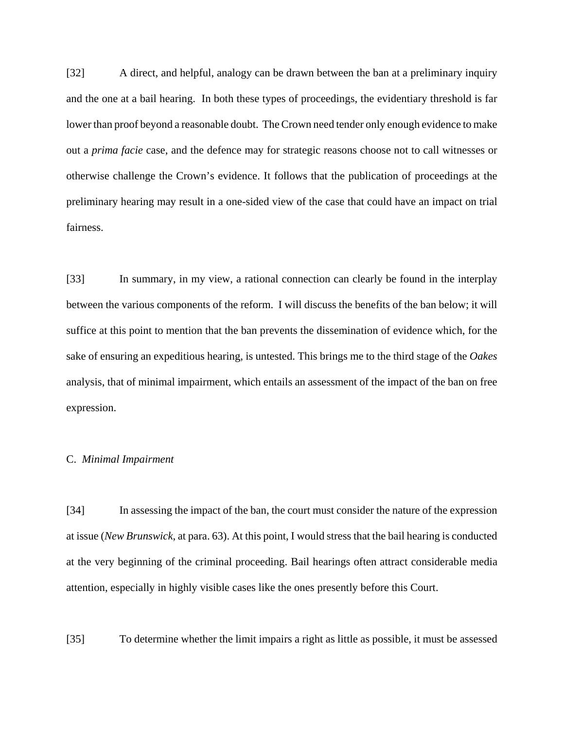[32] A direct, and helpful, analogy can be drawn between the ban at a preliminary inquiry and the one at a bail hearing. In both these types of proceedings, the evidentiary threshold is far lower than proof beyond a reasonable doubt. The Crown need tender only enough evidence to make out a *prima facie* case, and the defence may for strategic reasons choose not to call witnesses or otherwise challenge the Crown's evidence. It follows that the publication of proceedings at the preliminary hearing may result in a one-sided view of the case that could have an impact on trial fairness.

[33] In summary, in my view, a rational connection can clearly be found in the interplay between the various components of the reform. I will discuss the benefits of the ban below; it will suffice at this point to mention that the ban prevents the dissemination of evidence which, for the sake of ensuring an expeditious hearing, is untested. This brings me to the third stage of the *Oakes* analysis, that of minimal impairment, which entails an assessment of the impact of the ban on free expression.

C. *Minimal Impairment*

[34] In assessing the impact of the ban, the court must consider the nature of the expression at issue (*New Brunswick*, at para. 63). At this point, I would stress that the bail hearing is conducted at the very beginning of the criminal proceeding. Bail hearings often attract considerable media attention, especially in highly visible cases like the ones presently before this Court.

[35] To determine whether the limit impairs a right as little as possible, it must be assessed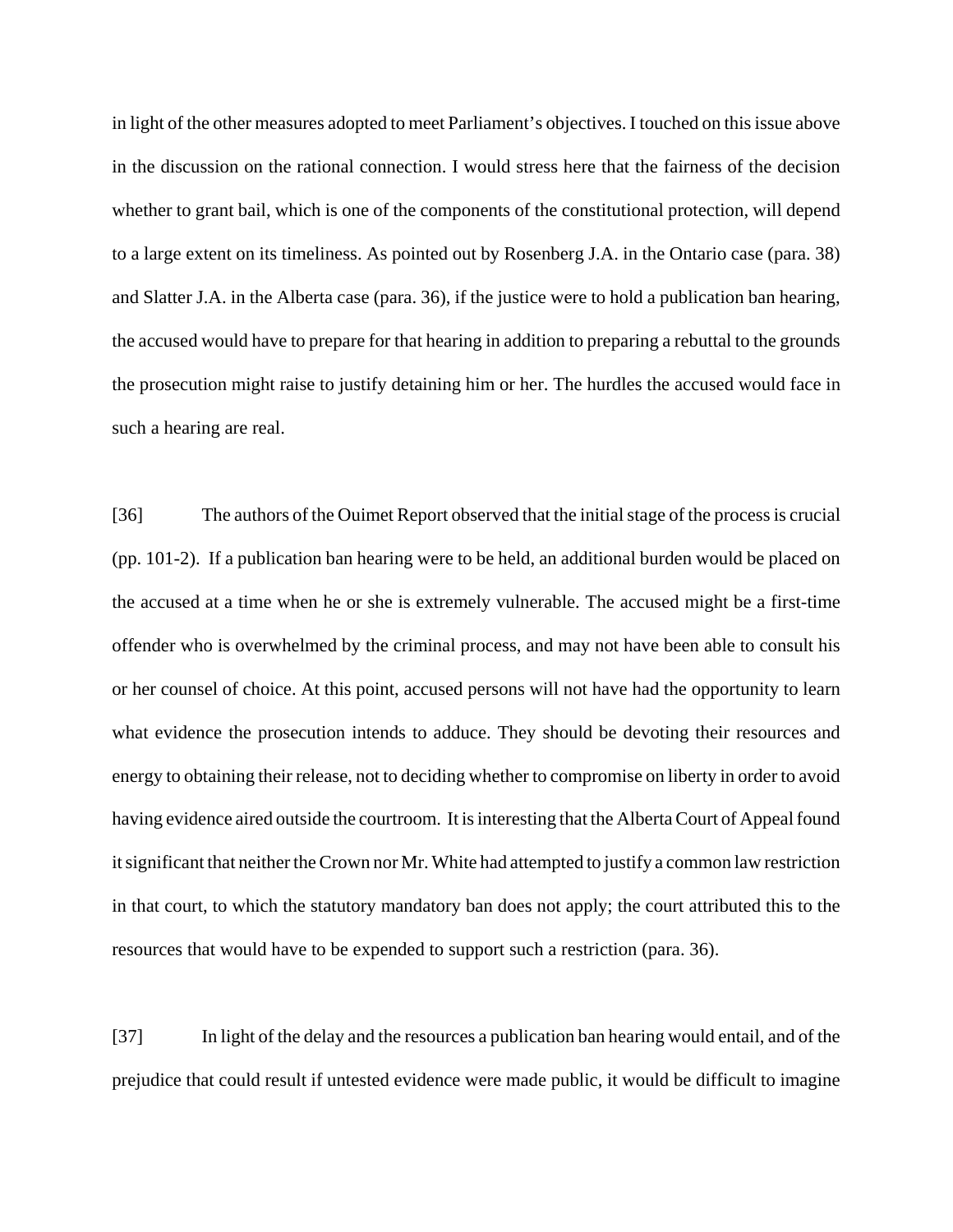in light of the other measures adopted to meet Parliament's objectives. I touched on this issue above in the discussion on the rational connection. I would stress here that the fairness of the decision whether to grant bail, which is one of the components of the constitutional protection, will depend to a large extent on its timeliness. As pointed out by Rosenberg J.A. in the Ontario case (para. 38) and Slatter J.A. in the Alberta case (para. 36), if the justice were to hold a publication ban hearing, the accused would have to prepare for that hearing in addition to preparing a rebuttal to the grounds the prosecution might raise to justify detaining him or her. The hurdles the accused would face in such a hearing are real.

[36] The authors of the Ouimet Report observed that the initial stage of the process is crucial (pp. 101-2). If a publication ban hearing were to be held, an additional burden would be placed on the accused at a time when he or she is extremely vulnerable. The accused might be a first-time offender who is overwhelmed by the criminal process, and may not have been able to consult his or her counsel of choice. At this point, accused persons will not have had the opportunity to learn what evidence the prosecution intends to adduce. They should be devoting their resources and energy to obtaining their release, not to deciding whether to compromise on liberty in order to avoid having evidence aired outside the courtroom. It is interesting that the Alberta Court of Appeal found it significant that neither the Crown nor Mr. White had attempted to justify a common law restriction in that court, to which the statutory mandatory ban does not apply; the court attributed this to the resources that would have to be expended to support such a restriction (para. 36).

[37] In light of the delay and the resources a publication ban hearing would entail, and of the prejudice that could result if untested evidence were made public, it would be difficult to imagine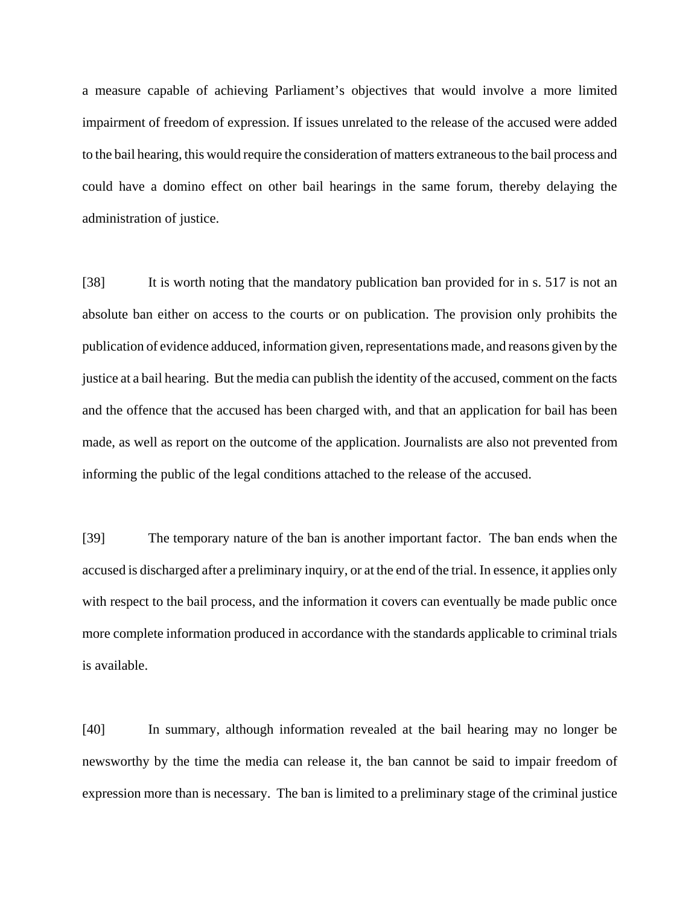a measure capable of achieving Parliament's objectives that would involve a more limited impairment of freedom of expression. If issues unrelated to the release of the accused were added to the bail hearing, this would require the consideration of matters extraneous to the bail process and could have a domino effect on other bail hearings in the same forum, thereby delaying the administration of justice.

[38] It is worth noting that the mandatory publication ban provided for in s. 517 is not an absolute ban either on access to the courts or on publication. The provision only prohibits the publication of evidence adduced, information given, representations made, and reasons given by the justice at a bail hearing. But the media can publish the identity of the accused, comment on the facts and the offence that the accused has been charged with, and that an application for bail has been made, as well as report on the outcome of the application. Journalists are also not prevented from informing the public of the legal conditions attached to the release of the accused.

[39] The temporary nature of the ban is another important factor. The ban ends when the accused is discharged after a preliminary inquiry, or at the end of the trial. In essence, it applies only with respect to the bail process, and the information it covers can eventually be made public once more complete information produced in accordance with the standards applicable to criminal trials is available.

[40] In summary, although information revealed at the bail hearing may no longer be newsworthy by the time the media can release it, the ban cannot be said to impair freedom of expression more than is necessary. The ban is limited to a preliminary stage of the criminal justice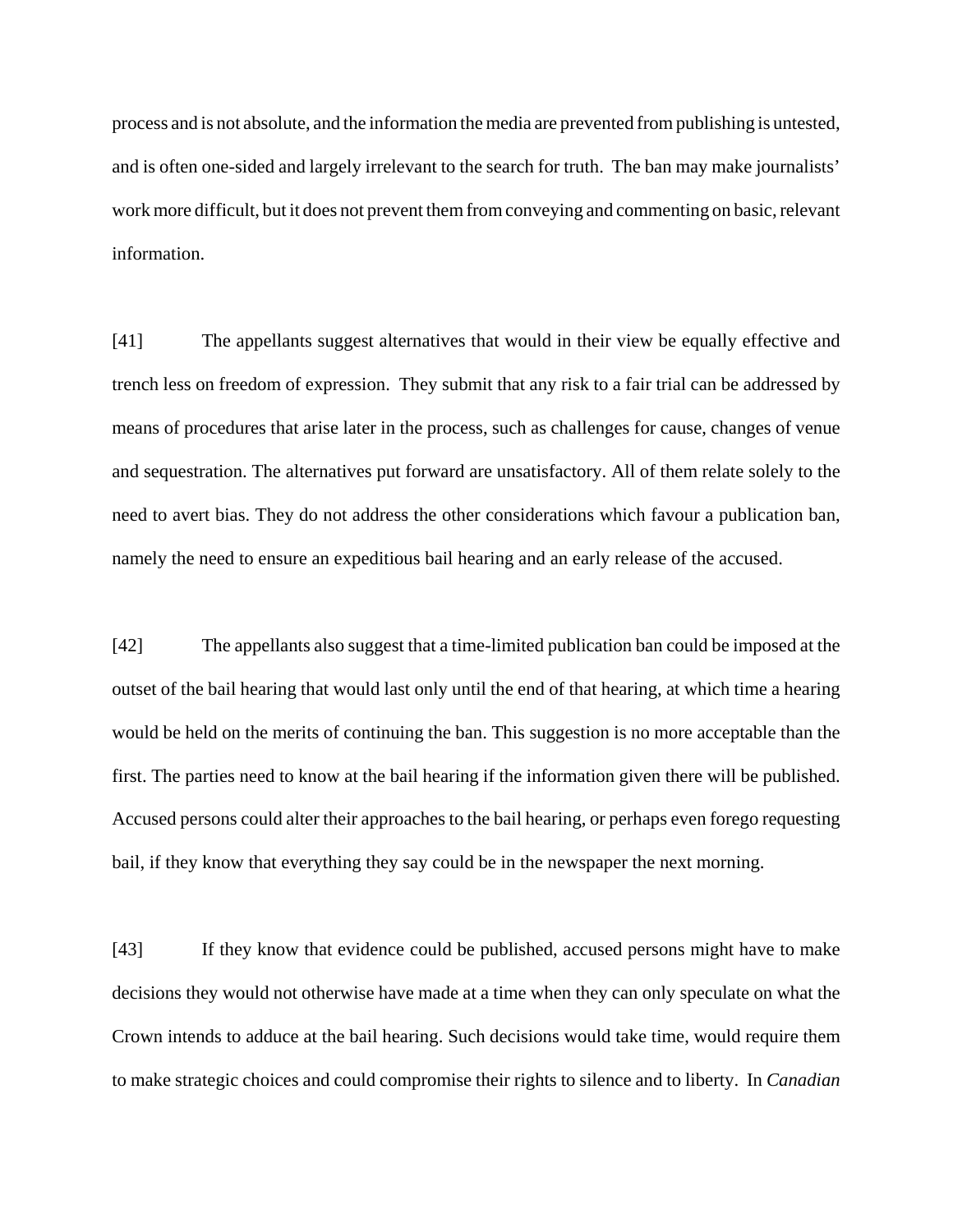process and is not absolute, and the information the media are prevented from publishing is untested, and is often one-sided and largely irrelevant to the search for truth. The ban may make journalists' work more difficult, but it does not prevent them from conveying and commenting on basic, relevant information.

[41] The appellants suggest alternatives that would in their view be equally effective and trench less on freedom of expression. They submit that any risk to a fair trial can be addressed by means of procedures that arise later in the process, such as challenges for cause, changes of venue and sequestration. The alternatives put forward are unsatisfactory. All of them relate solely to the need to avert bias. They do not address the other considerations which favour a publication ban, namely the need to ensure an expeditious bail hearing and an early release of the accused.

[42] The appellants also suggest that a time-limited publication ban could be imposed at the outset of the bail hearing that would last only until the end of that hearing, at which time a hearing would be held on the merits of continuing the ban. This suggestion is no more acceptable than the first. The parties need to know at the bail hearing if the information given there will be published. Accused persons could alter their approaches to the bail hearing, or perhaps even forego requesting bail, if they know that everything they say could be in the newspaper the next morning.

[43] If they know that evidence could be published, accused persons might have to make decisions they would not otherwise have made at a time when they can only speculate on what the Crown intends to adduce at the bail hearing. Such decisions would take time, would require them to make strategic choices and could compromise their rights to silence and to liberty. In *Canadian*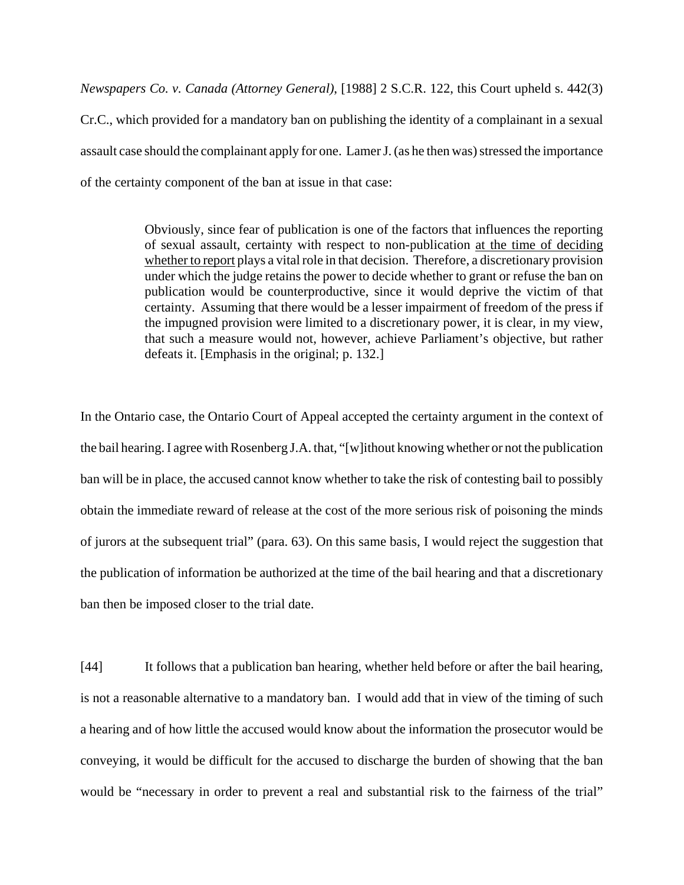*Newspapers Co. v. Canada (Attorney General)*, [1988] 2 S.C.R. 122, this Court upheld s. 442(3) Cr.C., which provided for a mandatory ban on publishing the identity of a complainant in a sexual assault case should the complainant apply for one. Lamer J. (as he then was) stressed the importance of the certainty component of the ban at issue in that case:

> Obviously, since fear of publication is one of the factors that influences the reporting of sexual assault, certainty with respect to non-publication <u>at the time of deciding whether to report</u> plays a vital role in that decision. Therefore, a discretionary provision under which the judge retains the power to decide whether to grant or refuse the ban on publication would be counterproductive, since it would deprive the victim of that certainty. Assuming that there would be a lesser impairment of freedom of the press if the impugned provision were limited to a discretionary power, it is clear, in my view, that such a measure would not, however, achieve Parliament's objective, but rather defeats it. [Emphasis in the original; p. 132.]

In the Ontario case, the Ontario Court of Appeal accepted the certainty argument in the context of the bail hearing. I agree with Rosenberg J.A. that, "[w]ithout knowing whether or not the publication ban will be in place, the accused cannot know whether to take the risk of contesting bail to possibly obtain the immediate reward of release at the cost of the more serious risk of poisoning the minds of jurors at the subsequent trial" (para. 63). On this same basis, I would reject the suggestion that the publication of information be authorized at the time of the bail hearing and that a discretionary ban then be imposed closer to the trial date.

[44] It follows that a publication ban hearing, whether held before or after the bail hearing, is not a reasonable alternative to a mandatory ban. I would add that in view of the timing of such a hearing and of how little the accused would know about the information the prosecutor would be conveying, it would be difficult for the accused to discharge the burden of showing that the ban would be "necessary in order to prevent a real and substantial risk to the fairness of the trial"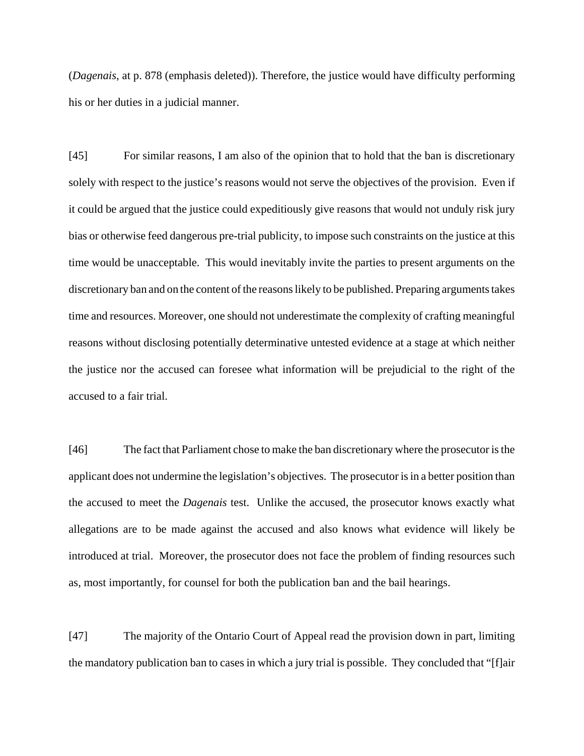(*Dagenais*, at p. 878 (emphasis deleted)). Therefore, the justice would have difficulty performing his or her duties in a judicial manner.

[45] For similar reasons, I am also of the opinion that to hold that the ban is discretionary solely with respect to the justice's reasons would not serve the objectives of the provision. Even if it could be argued that the justice could expeditiously give reasons that would not unduly risk jury bias or otherwise feed dangerous pre-trial publicity, to impose such constraints on the justice at this time would be unacceptable. This would inevitably invite the parties to present arguments on the discretionary ban and on the content of the reasons likely to be published. Preparing arguments takes time and resources. Moreover, one should not underestimate the complexity of crafting meaningful reasons without disclosing potentially determinative untested evidence at a stage at which neither the justice nor the accused can foresee what information will be prejudicial to the right of the accused to a fair trial.

[46] The fact that Parliament chose to make the ban discretionary where the prosecutor is the applicant does not undermine the legislation's objectives. The prosecutor is in a better position than the accused to meet the *Dagenais* test. Unlike the accused, the prosecutor knows exactly what allegations are to be made against the accused and also knows what evidence will likely be introduced at trial. Moreover, the prosecutor does not face the problem of finding resources such as, most importantly, for counsel for both the publication ban and the bail hearings.

[47] The majority of the Ontario Court of Appeal read the provision down in part, limiting the mandatory publication ban to cases in which a jury trial is possible. They concluded that "[f]air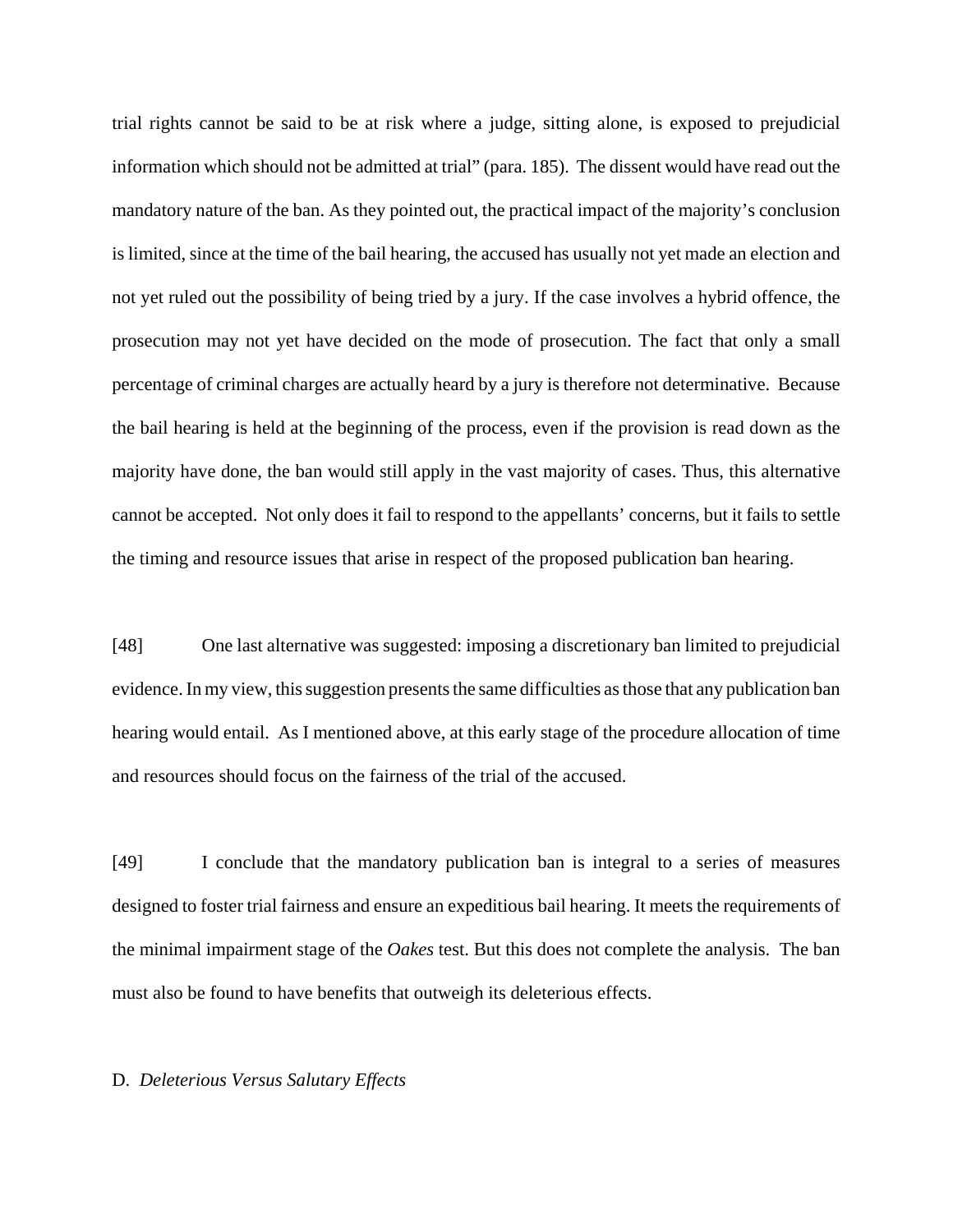trial rights cannot be said to be at risk where a judge, sitting alone, is exposed to prejudicial information which should not be admitted at trial" (para. 185). The dissent would have read out the mandatory nature of the ban. As they pointed out, the practical impact of the majority's conclusion is limited, since at the time of the bail hearing, the accused has usually not yet made an election and not yet ruled out the possibility of being tried by a jury. If the case involves a hybrid offence, the prosecution may not yet have decided on the mode of prosecution. The fact that only a small percentage of criminal charges are actually heard by a jury is therefore not determinative. Because the bail hearing is held at the beginning of the process, even if the provision is read down as the majority have done, the ban would still apply in the vast majority of cases. Thus, this alternative cannot be accepted. Not only does it fail to respond to the appellants' concerns, but it fails to settle the timing and resource issues that arise in respect of the proposed publication ban hearing.

[48] One last alternative was suggested: imposing a discretionary ban limited to prejudicial evidence. In my view, this suggestion presents the same difficulties as those that any publication ban hearing would entail. As I mentioned above, at this early stage of the procedure allocation of time and resources should focus on the fairness of the trial of the accused.

[49] I conclude that the mandatory publication ban is integral to a series of measures designed to foster trial fairness and ensure an expeditious bail hearing. It meets the requirements of the minimal impairment stage of the *Oakes* test. But this does not complete the analysis. The ban must also be found to have benefits that outweigh its deleterious effects.

D. *Deleterious Versus Salutary Effects*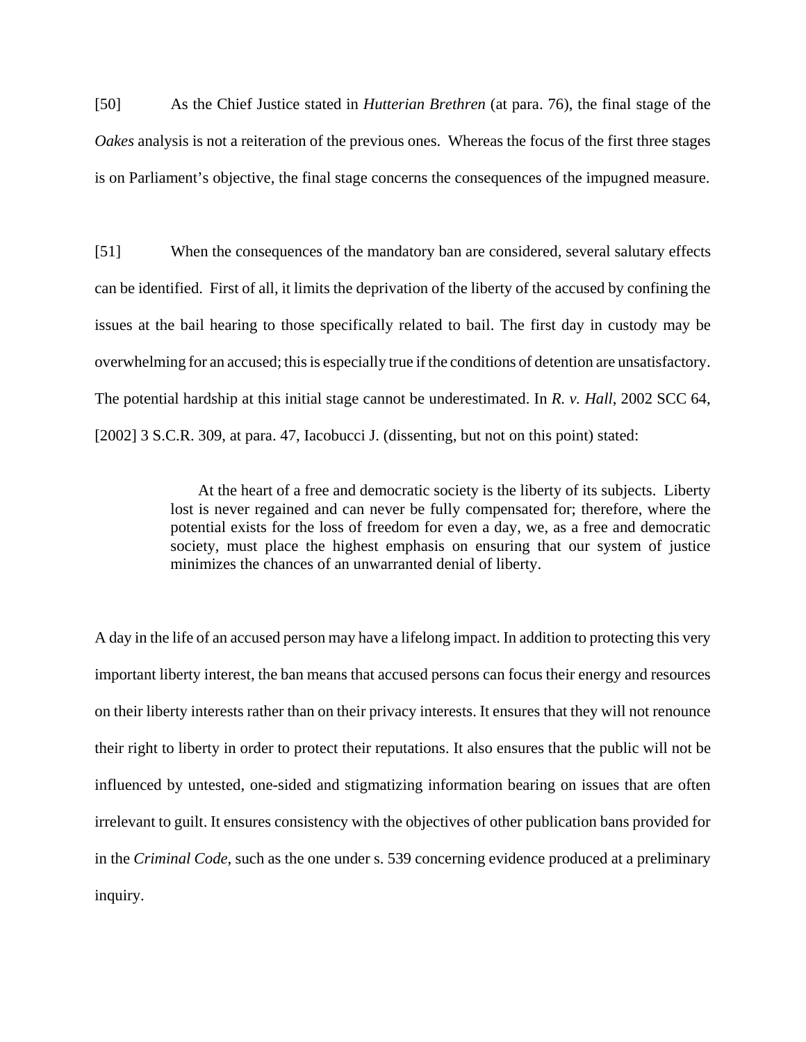[50] As the Chief Justice stated in *Hutterian Brethren* (at para. 76), the final stage of the *Oakes* analysis is not a reiteration of the previous ones. Whereas the focus of the first three stages is on Parliament's objective, the final stage concerns the consequences of the impugned measure.

[51] When the consequences of the mandatory ban are considered, several salutary effects can be identified. First of all, it limits the deprivation of the liberty of the accused by confining the issues at the bail hearing to those specifically related to bail. The first day in custody may be overwhelming for an accused; this is especially true if the conditions of detention are unsatisfactory. The potential hardship at this initial stage cannot be underestimated. In *R. v. Hall*, 2002 SCC 64, [2002] 3 S.C.R. 309, at para. 47, Iacobucci J. (dissenting, but not on this point) stated:

> At the heart of a free and democratic society is the liberty of its subjects. Liberty lost is never regained and can never be fully compensated for; therefore, where the potential exists for the loss of freedom for even a day, we, as a free and democratic society, must place the highest emphasis on ensuring that our system of justice minimizes the chances of an unwarranted denial of liberty.

A day in the life of an accused person may have a lifelong impact. In addition to protecting this very important liberty interest, the ban means that accused persons can focus their energy and resources on their liberty interests rather than on their privacy interests. It ensures that they will not renounce their right to liberty in order to protect their reputations. It also ensures that the public will not be influenced by untested, one-sided and stigmatizing information bearing on issues that are often irrelevant to guilt. It ensures consistency with the objectives of other publication bans provided for in the *Criminal Code*, such as the one under s. 539 concerning evidence produced at a preliminary inquiry.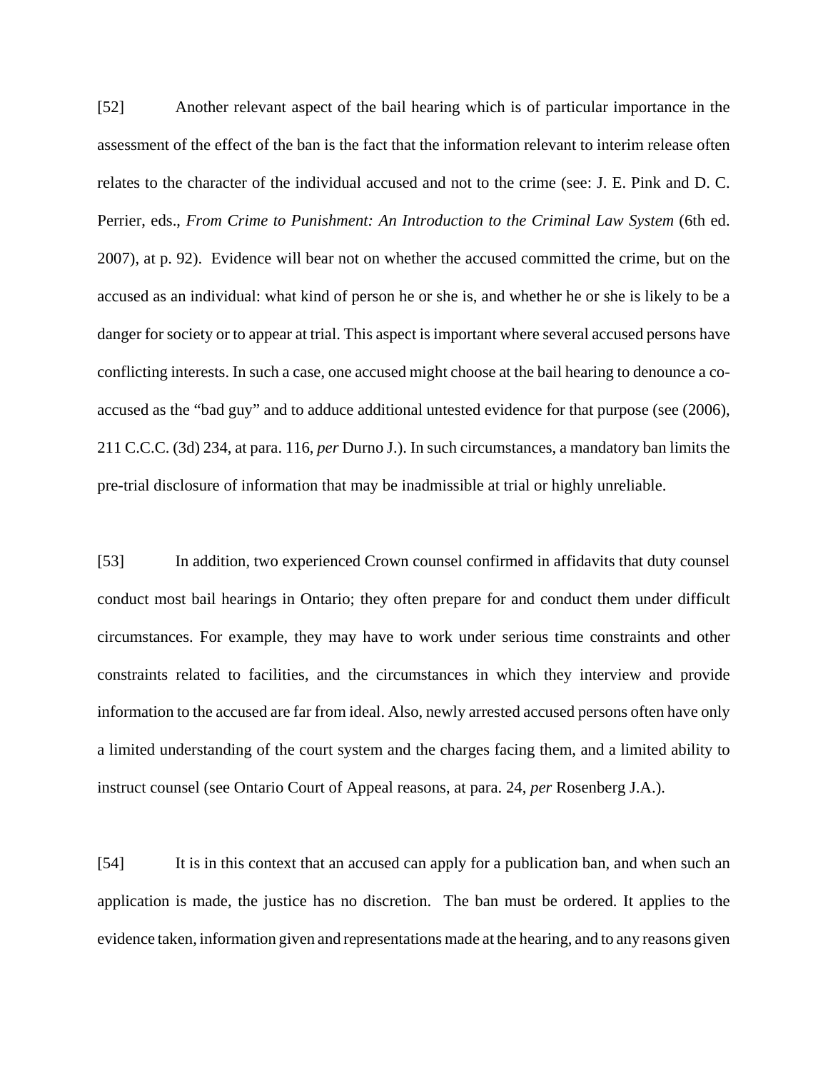[52] Another relevant aspect of the bail hearing which is of particular importance in the assessment of the effect of the ban is the fact that the information relevant to interim release often relates to the character of the individual accused and not to the crime (see: J. E. Pink and D. C. Perrier, eds., *From Crime to Punishment: An Introduction to the Criminal Law System* (6th ed. 2007), at p. 92). Evidence will bear not on whether the accused committed the crime, but on the accused as an individual: what kind of person he or she is, and whether he or she is likely to be a danger for society or to appear at trial. This aspect is important where several accused persons have conflicting interests. In such a case, one accused might choose at the bail hearing to denounce a co-accused as the "bad guy" and to adduce additional untested evidence for that purpose (see (2006), 211 C.C.C. (3d) 234, at para. 116, *per* Durno J.). In such circumstances, a mandatory ban limits the pre-trial disclosure of information that may be inadmissible at trial or highly unreliable.

[53] In addition, two experienced Crown counsel confirmed in affidavits that duty counsel conduct most bail hearings in Ontario; they often prepare for and conduct them under difficult circumstances. For example, they may have to work under serious time constraints and other constraints related to facilities, and the circumstances in which they interview and provide information to the accused are far from ideal. Also, newly arrested accused persons often have only a limited understanding of the court system and the charges facing them, and a limited ability to instruct counsel (see Ontario Court of Appeal reasons, at para. 24, *per* Rosenberg J.A.).

[54] It is in this context that an accused can apply for a publication ban, and when such an application is made, the justice has no discretion. The ban must be ordered. It applies to the evidence taken, information given and representations made at the hearing, and to any reasons given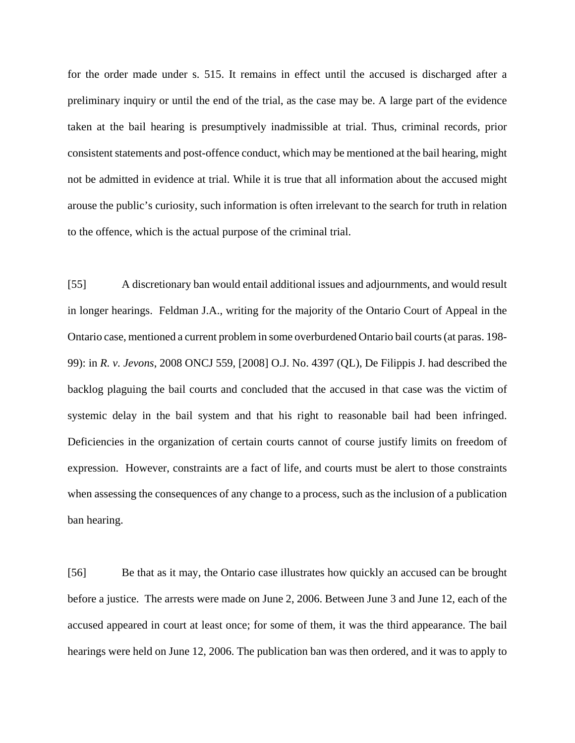for the order made under s. 515. It remains in effect until the accused is discharged after a preliminary inquiry or until the end of the trial, as the case may be. A large part of the evidence taken at the bail hearing is presumptively inadmissible at trial. Thus, criminal records, prior consistent statements and post-offence conduct, which may be mentioned at the bail hearing, might not be admitted in evidence at trial. While it is true that all information about the accused might arouse the public's curiosity, such information is often irrelevant to the search for truth in relation to the offence, which is the actual purpose of the criminal trial.

[55] A discretionary ban would entail additional issues and adjournments, and would result in longer hearings. Feldman J.A., writing for the majority of the Ontario Court of Appeal in the Ontario case, mentioned a current problem in some overburdened Ontario bail courts (at paras. 198-99): in *R. v. Jevons*, 2008 ONCJ 559, [2008] O.J. No. 4397 (QL), De Filippis J. had described the backlog plaguing the bail courts and concluded that the accused in that case was the victim of systemic delay in the bail system and that his right to reasonable bail had been infringed. Deficiencies in the organization of certain courts cannot of course justify limits on freedom of expression. However, constraints are a fact of life, and courts must be alert to those constraints when assessing the consequences of any change to a process, such as the inclusion of a publication ban hearing.

[56] Be that as it may, the Ontario case illustrates how quickly an accused can be brought before a justice. The arrests were made on June 2, 2006. Between June 3 and June 12, each of the accused appeared in court at least once; for some of them, it was the third appearance. The bail hearings were held on June 12, 2006. The publication ban was then ordered, and it was to apply to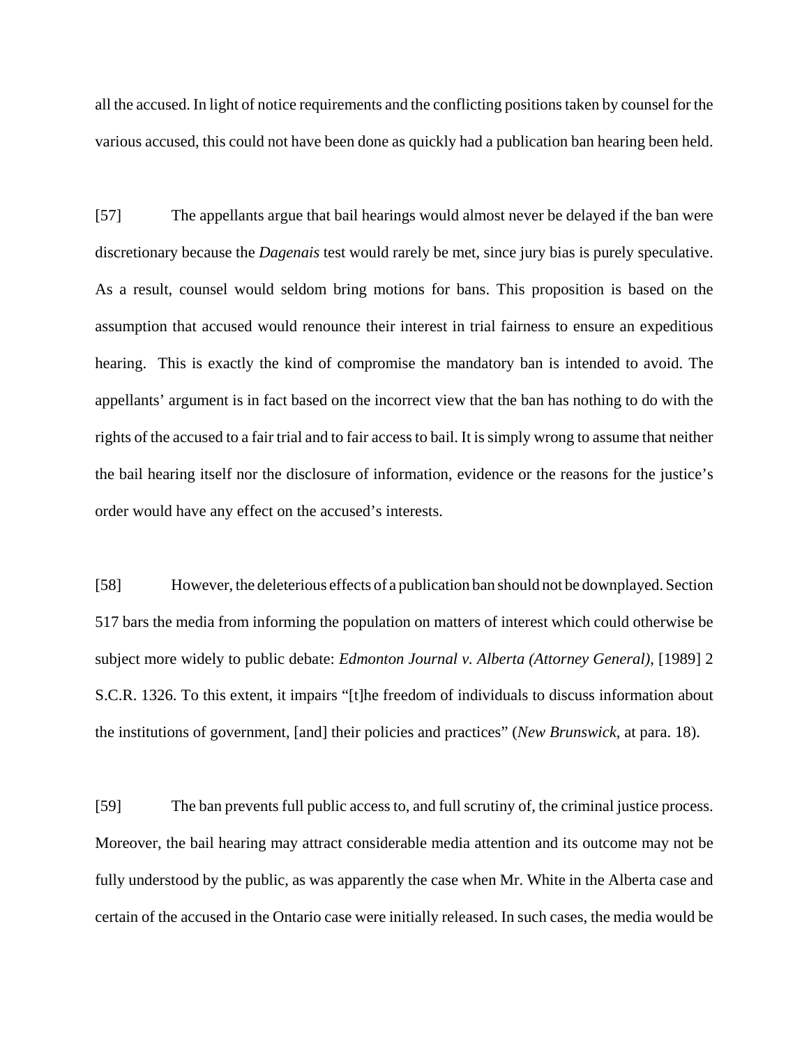all the accused. In light of notice requirements and the conflicting positions taken by counsel for the various accused, this could not have been done as quickly had a publication ban hearing been held.

[57] The appellants argue that bail hearings would almost never be delayed if the ban were discretionary because the *Dagenais* test would rarely be met, since jury bias is purely speculative. As a result, counsel would seldom bring motions for bans. This proposition is based on the assumption that accused would renounce their interest in trial fairness to ensure an expeditious hearing. This is exactly the kind of compromise the mandatory ban is intended to avoid. The appellants' argument is in fact based on the incorrect view that the ban has nothing to do with the rights of the accused to a fair trial and to fair access to bail. It is simply wrong to assume that neither the bail hearing itself nor the disclosure of information, evidence or the reasons for the justice's order would have any effect on the accused's interests.

[58] However, the deleterious effects of a publication ban should not be downplayed. Section 517 bars the media from informing the population on matters of interest which could otherwise be subject more widely to public debate: *Edmonton Journal v. Alberta (Attorney General)*, [1989] 2 S.C.R. 1326. To this extent, it impairs "[t]he freedom of individuals to discuss information about the institutions of government, [and] their policies and practices" (*New Brunswick*, at para. 18).

[59] The ban prevents full public access to, and full scrutiny of, the criminal justice process. Moreover, the bail hearing may attract considerable media attention and its outcome may not be fully understood by the public, as was apparently the case when Mr. White in the Alberta case and certain of the accused in the Ontario case were initially released. In such cases, the media would be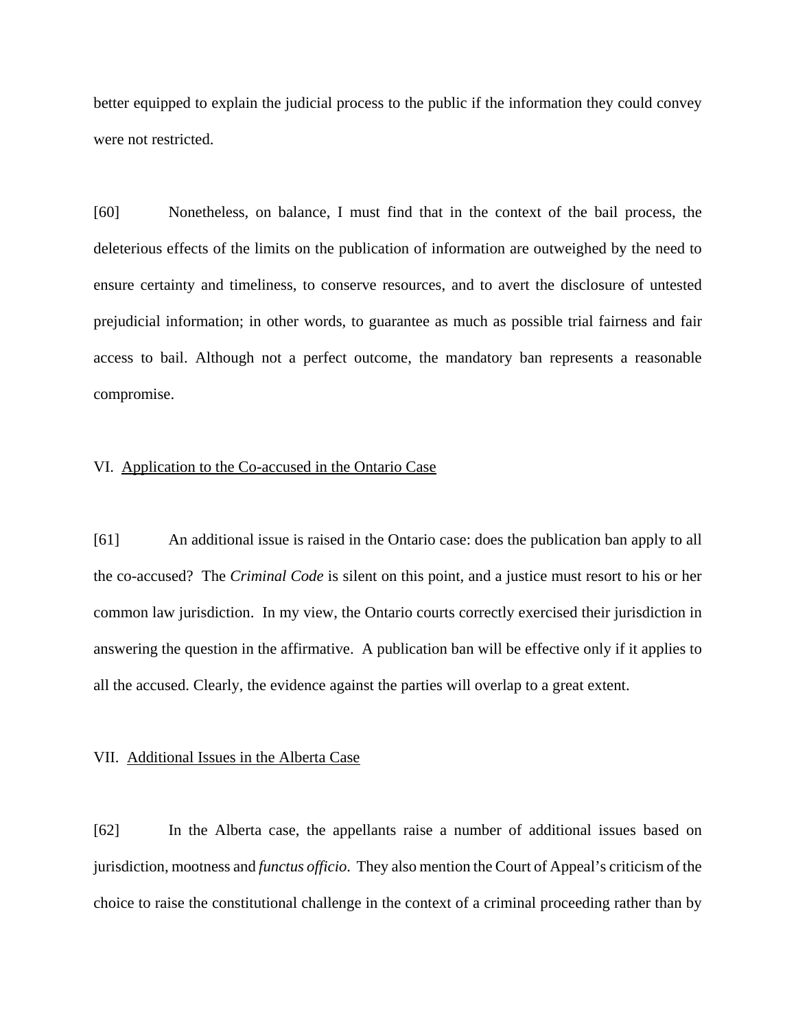better equipped to explain the judicial process to the public if the information they could convey were not restricted.

[60] Nonetheless, on balance, I must find that in the context of the bail process, the deleterious effects of the limits on the publication of information are outweighed by the need to ensure certainty and timeliness, to conserve resources, and to avert the disclosure of untested prejudicial information; in other words, to guarantee as much as possible trial fairness and fair access to bail. Although not a perfect outcome, the mandatory ban represents a reasonable compromise.

VI. Application to the Co-accused in the Ontario Case

[61] An additional issue is raised in the Ontario case: does the publication ban apply to all the co-accused? The *Criminal Code* is silent on this point, and a justice must resort to his or her common law jurisdiction. In my view, the Ontario courts correctly exercised their jurisdiction in answering the question in the affirmative. A publication ban will be effective only if it applies to all the accused. Clearly, the evidence against the parties will overlap to a great extent.

VII. Additional Issues in the Alberta Case

[62] In the Alberta case, the appellants raise a number of additional issues based on jurisdiction, mootness and *functus officio*. They also mention the Court of Appeal's criticism of the choice to raise the constitutional challenge in the context of a criminal proceeding rather than by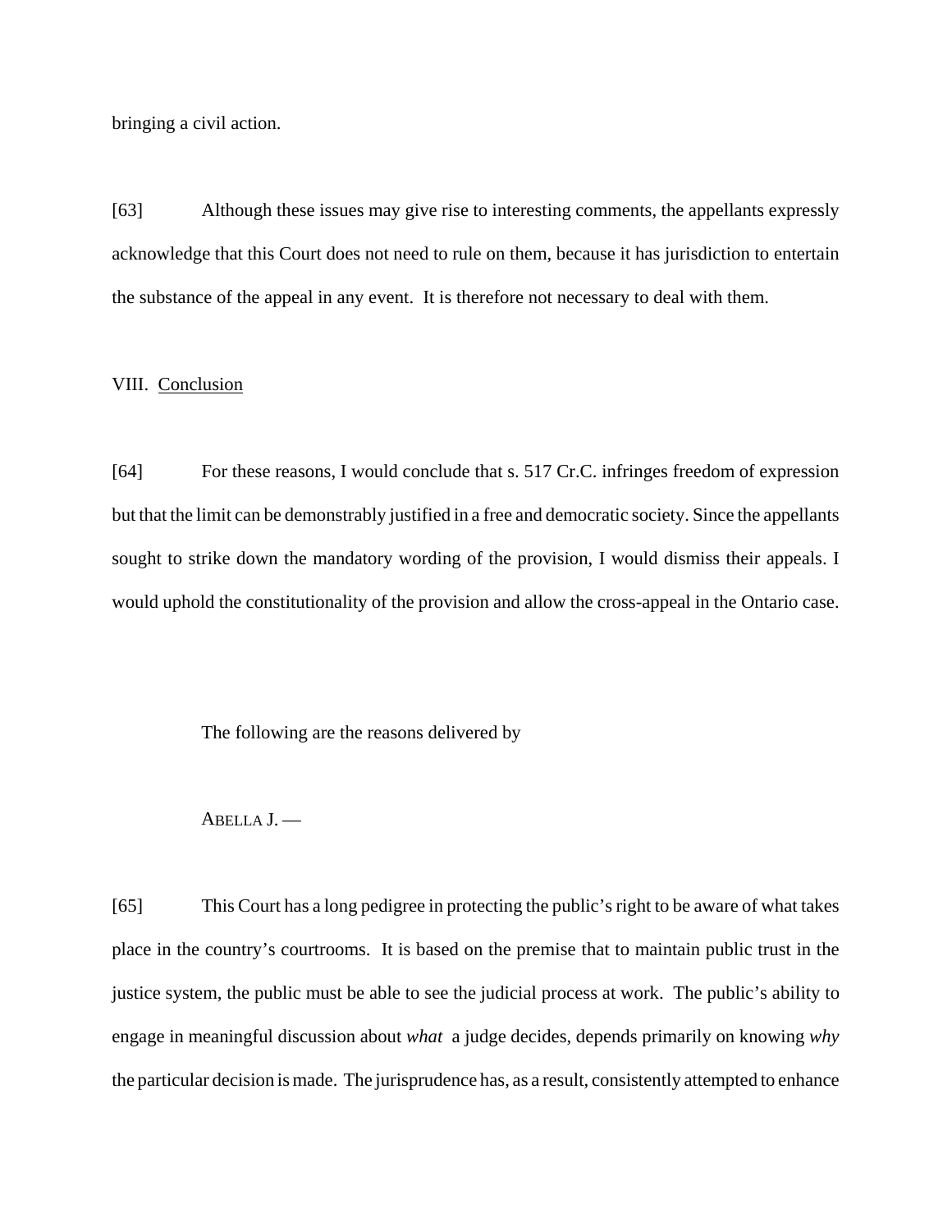bringing a civil action.

[63] Although these issues may give rise to interesting comments, the appellants expressly acknowledge that this Court does not need to rule on them, because it has jurisdiction to entertain the substance of the appeal in any event. It is therefore not necessary to deal with them.

VIII. Conclusion

[64] For these reasons, I would conclude that s. 517 Cr.C. infringes freedom of expression but that the limit can be demonstrably justified in a free and democratic society. Since the appellants sought to strike down the mandatory wording of the provision, I would dismiss their appeals. I would uphold the constitutionality of the provision and allow the cross-appeal in the Ontario case.

The following are the reasons delivered by

ABELLA J. —

[65] This Court has a long pedigree in protecting the public's right to be aware of what takes place in the country's courtrooms. It is based on the premise that to maintain public trust in the justice system, the public must be able to see the judicial process at work. The public's ability to engage in meaningful discussion about *what* a judge decides, depends primarily on knowing *why* the particular decision is made. The jurisprudence has, as a result, consistently attempted to enhance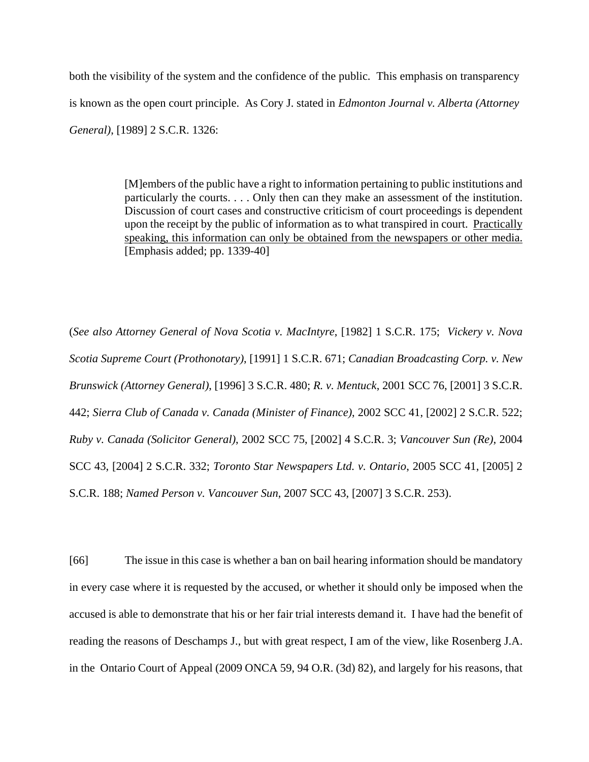both the visibility of the system and the confidence of the public. This emphasis on transparency is known as the open court principle. As Cory J. stated in *Edmonton Journal v. Alberta (Attorney General)*, [1989] 2 S.C.R. 1326:

> [M]embers of the public have a right to information pertaining to public institutions and particularly the courts. . . . Only then can they make an assessment of the institution. Discussion of court cases and constructive criticism of court proceedings is dependent upon the receipt by the public of information as to what transpired in court. <u>Practically speaking, this information can only be obtained from the newspapers or other media.</u> [Emphasis added; pp. 1339-40]

(*See also Attorney General of Nova Scotia v. MacIntyre*, [1982] 1 S.C.R. 175; *Vickery v. Nova Scotia Supreme Court (Prothonotary)*, [1991] 1 S.C.R. 671; *Canadian Broadcasting Corp. v. New Brunswick (Attorney General)*, [1996] 3 S.C.R. 480; *R. v. Mentuck*, 2001 SCC 76, [2001] 3 S.C.R. 442; *Sierra Club of Canada v. Canada (Minister of Finance)*, 2002 SCC 41, [2002] 2 S.C.R. 522; *Ruby v. Canada (Solicitor General)*, 2002 SCC 75, [2002] 4 S.C.R. 3; *Vancouver Sun (Re)*, 2004 SCC 43, [2004] 2 S.C.R. 332; *Toronto Star Newspapers Ltd. v. Ontario*, 2005 SCC 41, [2005] 2 S.C.R. 188; *Named Person v. Vancouver Sun*, 2007 SCC 43, [2007] 3 S.C.R. 253).

[66] The issue in this case is whether a ban on bail hearing information should be mandatory in every case where it is requested by the accused, or whether it should only be imposed when the accused is able to demonstrate that his or her fair trial interests demand it. I have had the benefit of reading the reasons of Deschamps J., but with great respect, I am of the view, like Rosenberg J.A. in the Ontario Court of Appeal (2009 ONCA 59, 94 O.R. (3d) 82), and largely for his reasons, that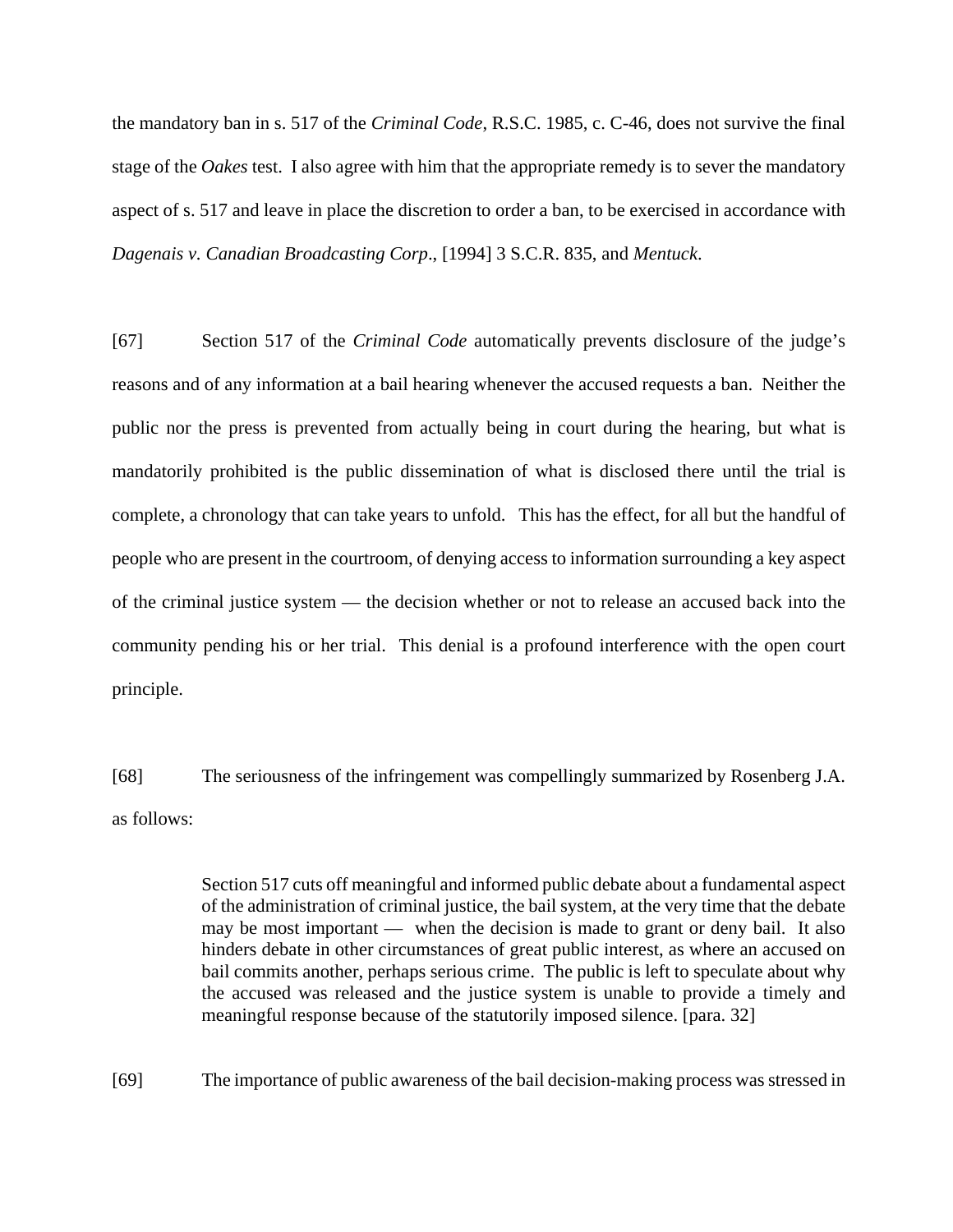the mandatory ban in s. 517 of the *Criminal Code*, R.S.C. 1985, c. C-46, does not survive the final stage of the *Oakes* test. I also agree with him that the appropriate remedy is to sever the mandatory aspect of s. 517 and leave in place the discretion to order a ban, to be exercised in accordance with *Dagenais v. Canadian Broadcasting Corp*., [1994] 3 S.C.R. 835, and *Mentuck*.

[67] Section 517 of the *Criminal Code* automatically prevents disclosure of the judge's reasons and of any information at a bail hearing whenever the accused requests a ban. Neither the public nor the press is prevented from actually being in court during the hearing, but what is mandatorily prohibited is the public dissemination of what is disclosed there until the trial is complete, a chronology that can take years to unfold. This has the effect, for all but the handful of people who are present in the courtroom, of denying access to information surrounding a key aspect of the criminal justice system — the decision whether or not to release an accused back into the community pending his or her trial. This denial is a profound interference with the open court principle.

[68] The seriousness of the infringement was compellingly summarized by Rosenberg J.A. as follows:

> Section 517 cuts off meaningful and informed public debate about a fundamental aspect of the administration of criminal justice, the bail system, at the very time that the debate may be most important — when the decision is made to grant or deny bail. It also hinders debate in other circumstances of great public interest, as where an accused on bail commits another, perhaps serious crime. The public is left to speculate about why the accused was released and the justice system is unable to provide a timely and meaningful response because of the statutorily imposed silence. [para. 32]

[69] The importance of public awareness of the bail decision-making process was stressed in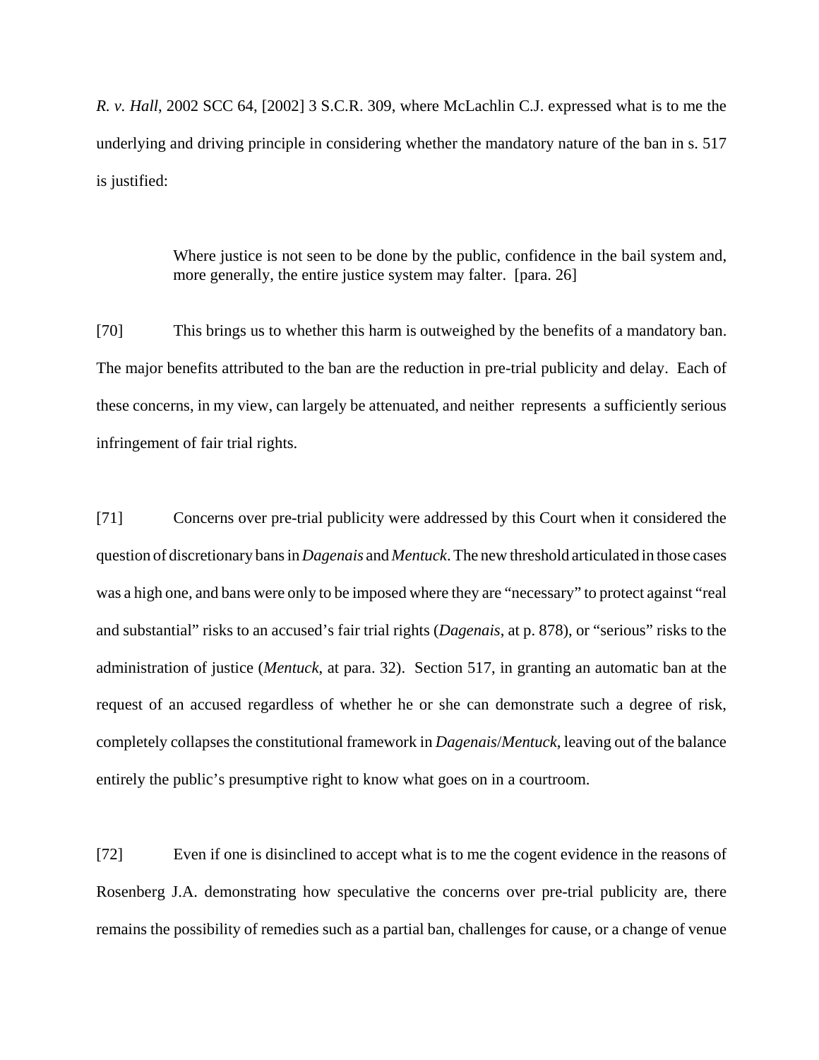*R. v. Hall*, 2002 SCC 64, [2002] 3 S.C.R. 309, where McLachlin C.J. expressed what is to me the underlying and driving principle in considering whether the mandatory nature of the ban in s. 517 is justified:

> Where justice is not seen to be done by the public, confidence in the bail system and, more generally, the entire justice system may falter. [para. 26]

[70] This brings us to whether this harm is outweighed by the benefits of a mandatory ban. The major benefits attributed to the ban are the reduction in pre-trial publicity and delay. Each of these concerns, in my view, can largely be attenuated, and neither represents a sufficiently serious infringement of fair trial rights.

[71] Concerns over pre-trial publicity were addressed by this Court when it considered the question of discretionary bans in *Dagenais* and *Mentuck*. The new threshold articulated in those cases was a high one, and bans were only to be imposed where they are "necessary" to protect against "real and substantial" risks to an accused's fair trial rights (*Dagenais*, at p. 878), or "serious" risks to the administration of justice (*Mentuck*, at para. 32). Section 517, in granting an automatic ban at the request of an accused regardless of whether he or she can demonstrate such a degree of risk, completely collapses the constitutional framework in *Dagenais*/*Mentuck*, leaving out of the balance entirely the public's presumptive right to know what goes on in a courtroom.

[72] Even if one is disinclined to accept what is to me the cogent evidence in the reasons of Rosenberg J.A. demonstrating how speculative the concerns over pre-trial publicity are, there remains the possibility of remedies such as a partial ban, challenges for cause, or a change of venue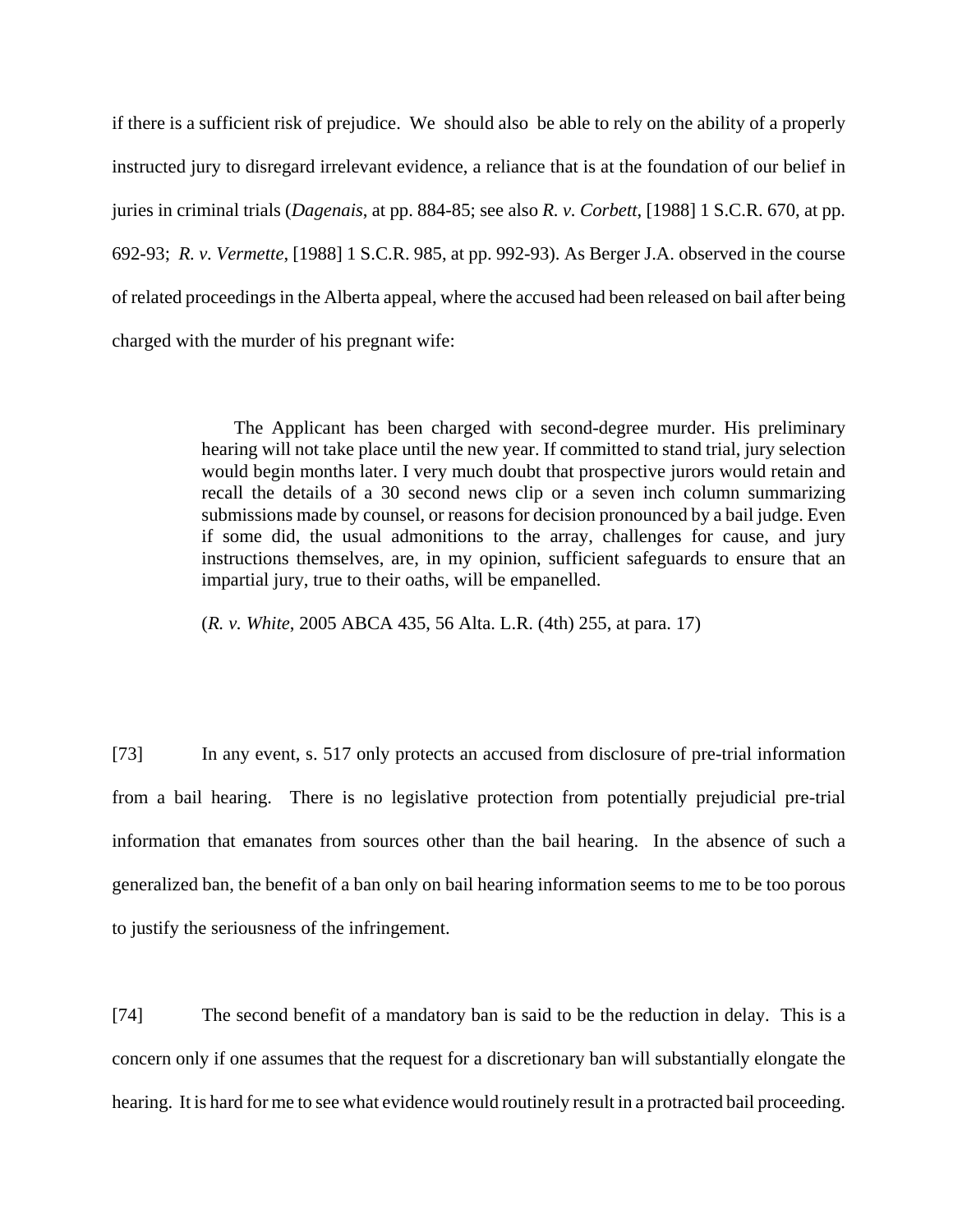if there is a sufficient risk of prejudice. We should also be able to rely on the ability of a properly instructed jury to disregard irrelevant evidence, a reliance that is at the foundation of our belief in juries in criminal trials (*Dagenais*, at pp. 884-85; see also *R. v. Corbett*, [1988] 1 S.C.R. 670, at pp. 692-93; *R. v. Vermette*, [1988] 1 S.C.R. 985, at pp. 992-93). As Berger J.A. observed in the course of related proceedings in the Alberta appeal, where the accused had been released on bail after being charged with the murder of his pregnant wife:

> The Applicant has been charged with second-degree murder. His preliminary hearing will not take place until the new year. If committed to stand trial, jury selection would begin months later. I very much doubt that prospective jurors would retain and recall the details of a 30 second news clip or a seven inch column summarizing submissions made by counsel, or reasons for decision pronounced by a bail judge. Even if some did, the usual admonitions to the array, challenges for cause, and jury instructions themselves, are, in my opinion, sufficient safeguards to ensure that an impartial jury, true to their oaths, will be empanelled.
>
> (*R. v. White*, 2005 ABCA 435, 56 Alta. L.R. (4th) 255, at para. 17)

[73] In any event, s. 517 only protects an accused from disclosure of pre-trial information from a bail hearing. There is no legislative protection from potentially prejudicial pre-trial information that emanates from sources other than the bail hearing. In the absence of such a generalized ban, the benefit of a ban only on bail hearing information seems to me to be too porous to justify the seriousness of the infringement.

[74] The second benefit of a mandatory ban is said to be the reduction in delay. This is a concern only if one assumes that the request for a discretionary ban will substantially elongate the hearing. It is hard for me to see what evidence would routinely result in a protracted bail proceeding.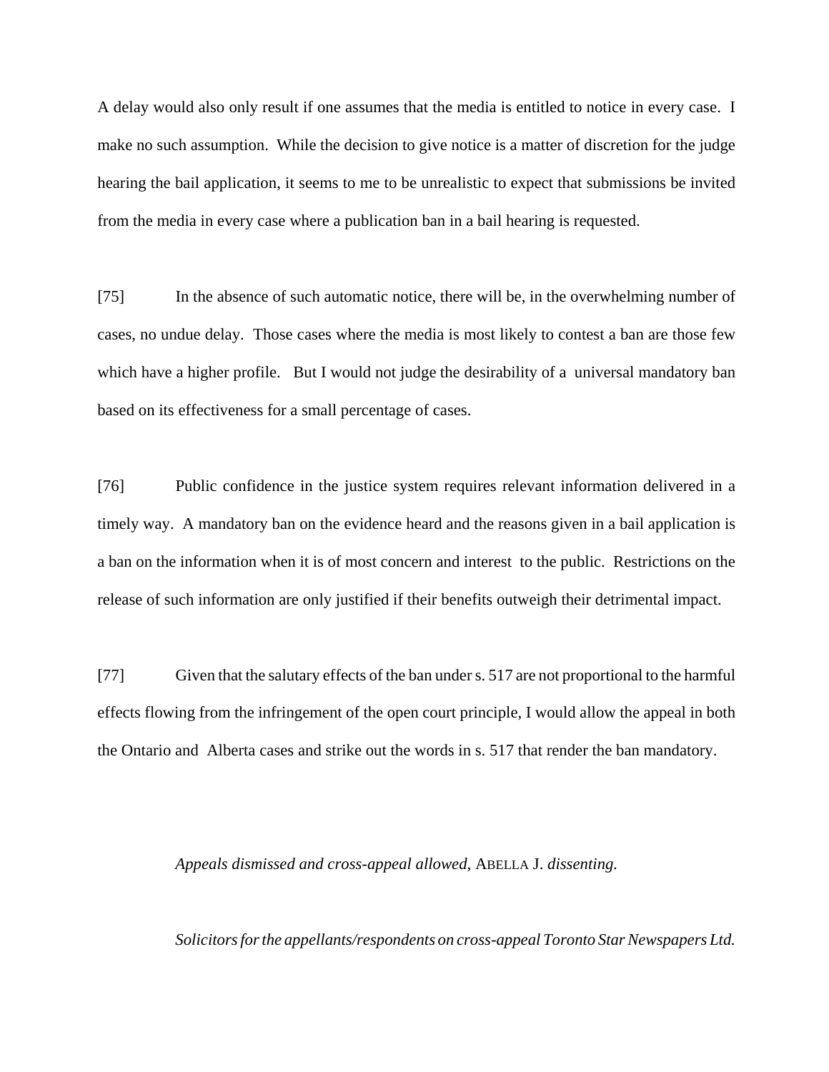A delay would also only result if one assumes that the media is entitled to notice in every case. I make no such assumption. While the decision to give notice is a matter of discretion for the judge hearing the bail application, it seems to me to be unrealistic to expect that submissions be invited from the media in every case where a publication ban in a bail hearing is requested.

[75] In the absence of such automatic notice, there will be, in the overwhelming number of cases, no undue delay. Those cases where the media is most likely to contest a ban are those few which have a higher profile. But I would not judge the desirability of a universal mandatory ban based on its effectiveness for a small percentage of cases.

[76] Public confidence in the justice system requires relevant information delivered in a timely way. A mandatory ban on the evidence heard and the reasons given in a bail application is a ban on the information when it is of most concern and interest to the public. Restrictions on the release of such information are only justified if their benefits outweigh their detrimental impact.

[77] Given that the salutary effects of the ban under s. 517 are not proportional to the harmful effects flowing from the infringement of the open court principle, I would allow the appeal in both the Ontario and Alberta cases and strike out the words in s. 517 that render the ban mandatory.

*Appeals dismissed and cross-appeal allowed,* ABELLA J. *dissenting.*

*Solicitors for the appellants/respondents on cross-appeal Toronto Star Newspapers Ltd.*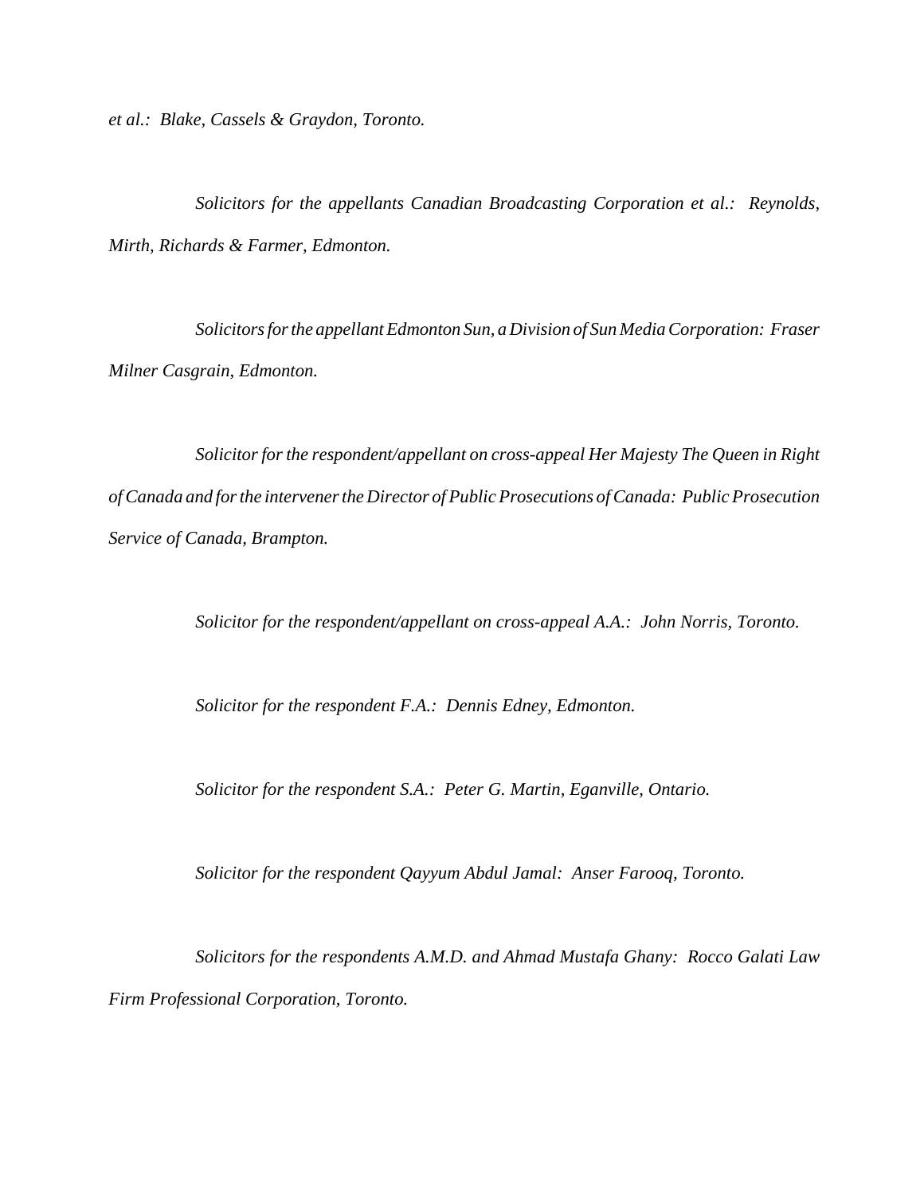*et al.: Blake, Cassels & Graydon, Toronto.*

*Solicitors for the appellants Canadian Broadcasting Corporation et al.: Reynolds, Mirth, Richards & Farmer, Edmonton.*

*Solicitors for the appellant Edmonton Sun, a Division of Sun Media Corporation: Fraser Milner Casgrain, Edmonton.*

*Solicitor for the respondent/appellant on cross-appeal Her Majesty The Queen in Right of Canada and for the intervener the Director of Public Prosecutions of Canada: Public Prosecution Service of Canada, Brampton.*

*Solicitor for the respondent/appellant on cross-appeal A.A.: John Norris, Toronto.*

*Solicitor for the respondent F.A.: Dennis Edney, Edmonton.*

*Solicitor for the respondent S.A.: Peter G. Martin, Eganville, Ontario.*

*Solicitor for the respondent Qayyum Abdul Jamal: Anser Farooq, Toronto.*

*Solicitors for the respondents A.M.D. and Ahmad Mustafa Ghany: Rocco Galati Law Firm Professional Corporation, Toronto.*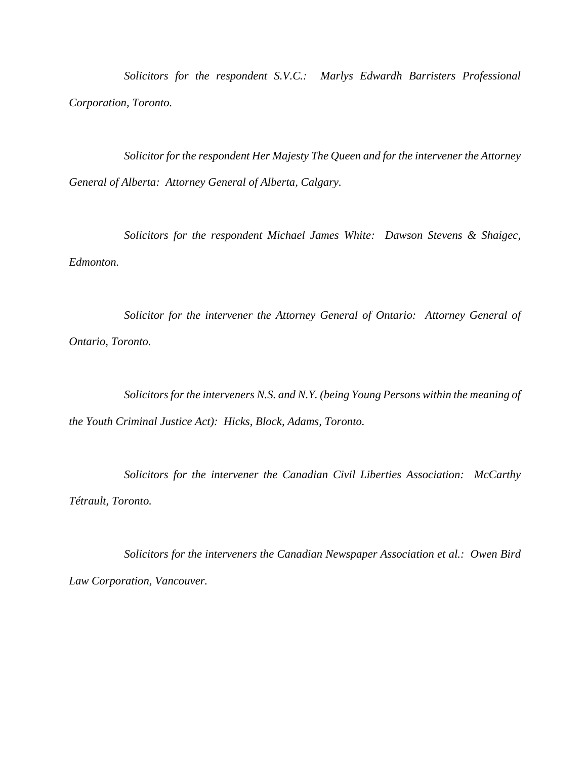*Solicitors for the respondent S.V.C.: Marlys Edwardh Barristers Professional Corporation, Toronto.*

*Solicitor for the respondent Her Majesty The Queen and for the intervener the Attorney General of Alberta: Attorney General of Alberta, Calgary.*

*Solicitors for the respondent Michael James White: Dawson Stevens & Shaigec, Edmonton.*

*Solicitor for the intervener the Attorney General of Ontario: Attorney General of Ontario, Toronto.*

*Solicitors for the interveners N.S. and N.Y. (being Young Persons within the meaning of the Youth Criminal Justice Act): Hicks, Block, Adams, Toronto.*

*Solicitors for the intervener the Canadian Civil Liberties Association: McCarthy Tétrault, Toronto.*

*Solicitors for the interveners the Canadian Newspaper Association et al.: Owen Bird Law Corporation, Vancouver.*